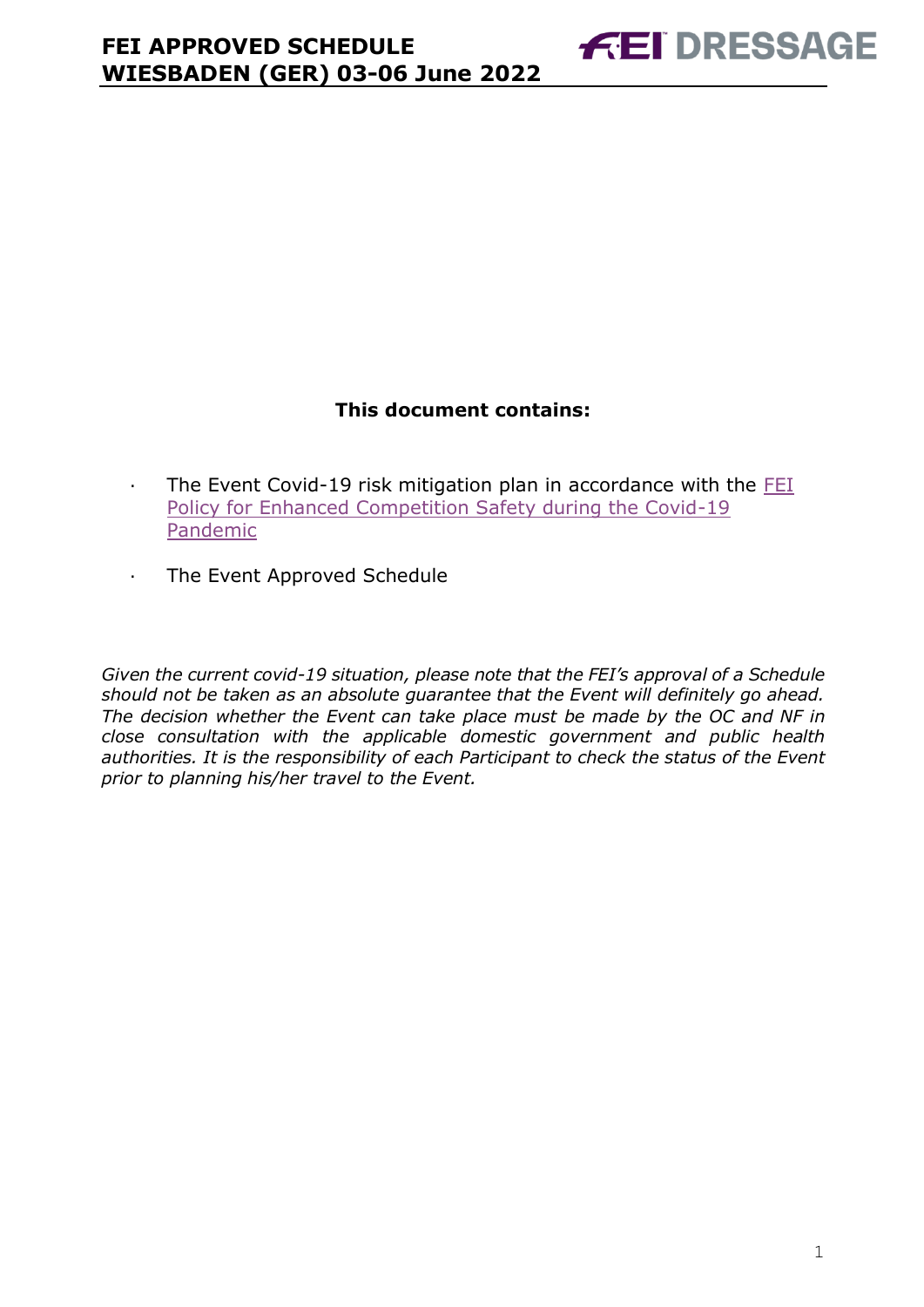# FEI APPROVED SCHEDULE
# WIESBADEN (GER) 03-06 June 2022

**This document contains:**

- The Event Covid-19 risk mitigation plan in accordance with the [FEI Policy for Enhanced Competition Safety during the Covid-19 Pandemic]
- The Event Approved Schedule

*Given the current covid-19 situation, please note that the FEI's approval of a Schedule should not be taken as an absolute guarantee that the Event will definitely go ahead. The decision whether the Event can take place must be made by the OC and NF in close consultation with the applicable domestic government and public health authorities. It is the responsibility of each Participant to check the status of the Event prior to planning his/her travel to the Event.*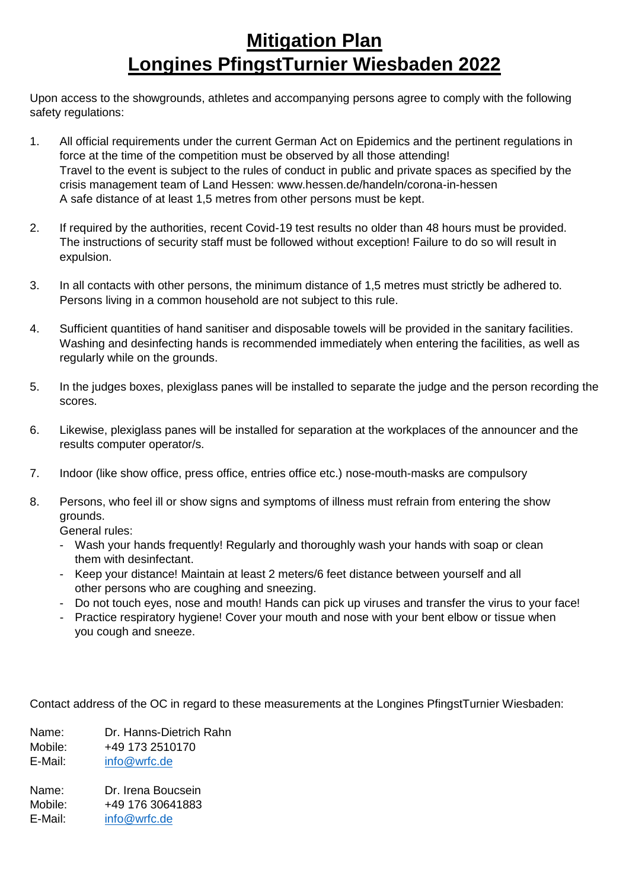# Mitigation Plan
# Longines PfingstTurnier Wiesbaden 2022

Upon access to the showgrounds, athletes and accompanying persons agree to comply with the following safety regulations:

1. All official requirements under the current German Act on Epidemics and the pertinent regulations in force at the time of the competition must be observed by all those attending!
   Travel to the event is subject to the rules of conduct in public and private spaces as specified by the crisis management team of Land Hessen: www.hessen.de/handeln/corona-in-hessen
   A safe distance of at least 1,5 metres from other persons must be kept.

2. If required by the authorities, recent Covid-19 test results no older than 48 hours must be provided. The instructions of security staff must be followed without exception! Failure to do so will result in expulsion.

3. In all contacts with other persons, the minimum distance of 1,5 metres must strictly be adhered to. Persons living in a common household are not subject to this rule.

4. Sufficient quantities of hand sanitiser and disposable towels will be provided in the sanitary facilities. Washing and desinfecting hands is recommended immediately when entering the facilities, as well as regularly while on the grounds.

5. In the judges boxes, plexiglass panes will be installed to separate the judge and the person recording the scores.

6. Likewise, plexiglass panes will be installed for separation at the workplaces of the announcer and the results computer operator/s.

7. Indoor (like show office, press office, entries office etc.) nose-mouth-masks are compulsory

8. Persons, who feel ill or show signs and symptoms of illness must refrain from entering the show grounds.
   General rules:
   - Wash your hands frequently! Regularly and thoroughly wash your hands with soap or clean them with desinfectant.
   - Keep your distance! Maintain at least 2 meters/6 feet distance between yourself and all other persons who are coughing and sneezing.
   - Do not touch eyes, nose and mouth! Hands can pick up viruses and transfer the virus to your face!
   - Practice respiratory hygiene! Cover your mouth and nose with your bent elbow or tissue when you cough and sneeze.

Contact address of the OC in regard to these measurements at the Longines PfingstTurnier Wiesbaden:

Name: Dr. Hanns-Dietrich Rahn
Mobile: +49 173 2510170
E-Mail: info@wrfc.de

Name: Dr. Irena Boucsein
Mobile: +49 176 30641883
E-Mail: info@wrfc.de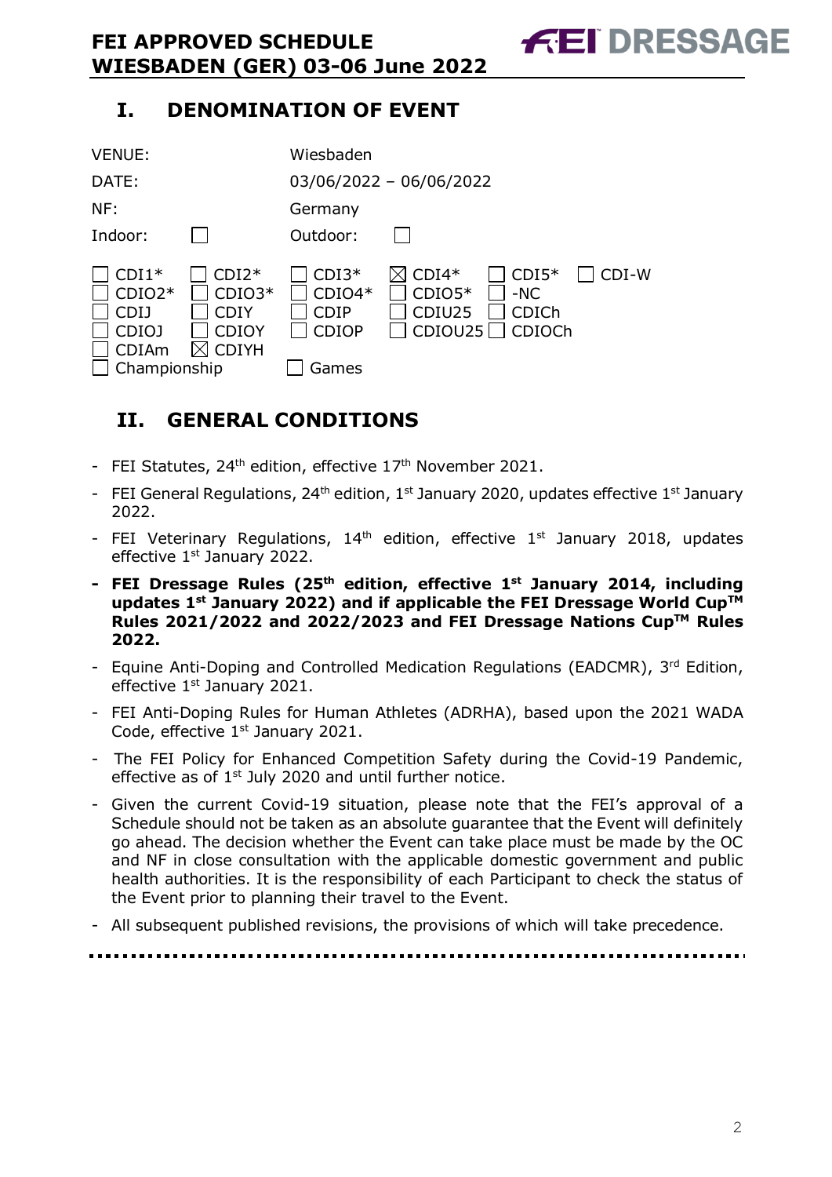# I. DENOMINATION OF EVENT

| | | | |
|---|---|---|---|
| VENUE: | | Wiesbaden | |
| DATE: | | 03/06/2022 – 06/06/2022 | |
| NF: | | Germany | |
| Indoor: | ☐ | Outdoor: | ☐ |

| | | | | | |
|---|---|---|---|---|---|
| ☐ CDI1* | ☐ CDI2* | ☐ CDI3* | ☒ CDI4* | ☐ CDI5* | ☐ CDI-W |
| ☐ CDIO2* | ☐ CDIO3* | ☐ CDIO4* | ☐ CDIO5* | ☐ -NC | |
| ☐ CDIJ | ☐ CDIY | ☐ CDIP | ☐ CDIU25 | ☐ CDICh | |
| ☐ CDIOJ | ☐ CDIOY | ☐ CDIOP | ☐ CDIOU25 | ☐ CDIOCh | |
| ☐ CDIAm | ☒ CDIYH | | | | |
| ☐ Championship | | ☐ Games | | | |

# II. GENERAL CONDITIONS

- FEI Statutes, 24th edition, effective 17th November 2021.
- FEI General Regulations, 24th edition, 1st January 2020, updates effective 1st January 2022.
- FEI Veterinary Regulations, 14th edition, effective 1st January 2018, updates effective 1st January 2022.
- **FEI Dressage Rules (25th edition, effective 1st January 2014, including updates 1st January 2022) and if applicable the FEI Dressage World Cup™ Rules 2021/2022 and 2022/2023 and FEI Dressage Nations Cup™ Rules 2022.**
- Equine Anti-Doping and Controlled Medication Regulations (EADCMR), 3rd Edition, effective 1st January 2021.
- FEI Anti-Doping Rules for Human Athletes (ADRHA), based upon the 2021 WADA Code, effective 1st January 2021.
- The FEI Policy for Enhanced Competition Safety during the Covid-19 Pandemic, effective as of 1st July 2020 and until further notice.
- Given the current Covid-19 situation, please note that the FEI's approval of a Schedule should not be taken as an absolute guarantee that the Event will definitely go ahead. The decision whether the Event can take place must be made by the OC and NF in close consultation with the applicable domestic government and public health authorities. It is the responsibility of each Participant to check the status of the Event prior to planning their travel to the Event.
- All subsequent published revisions, the provisions of which will take precedence.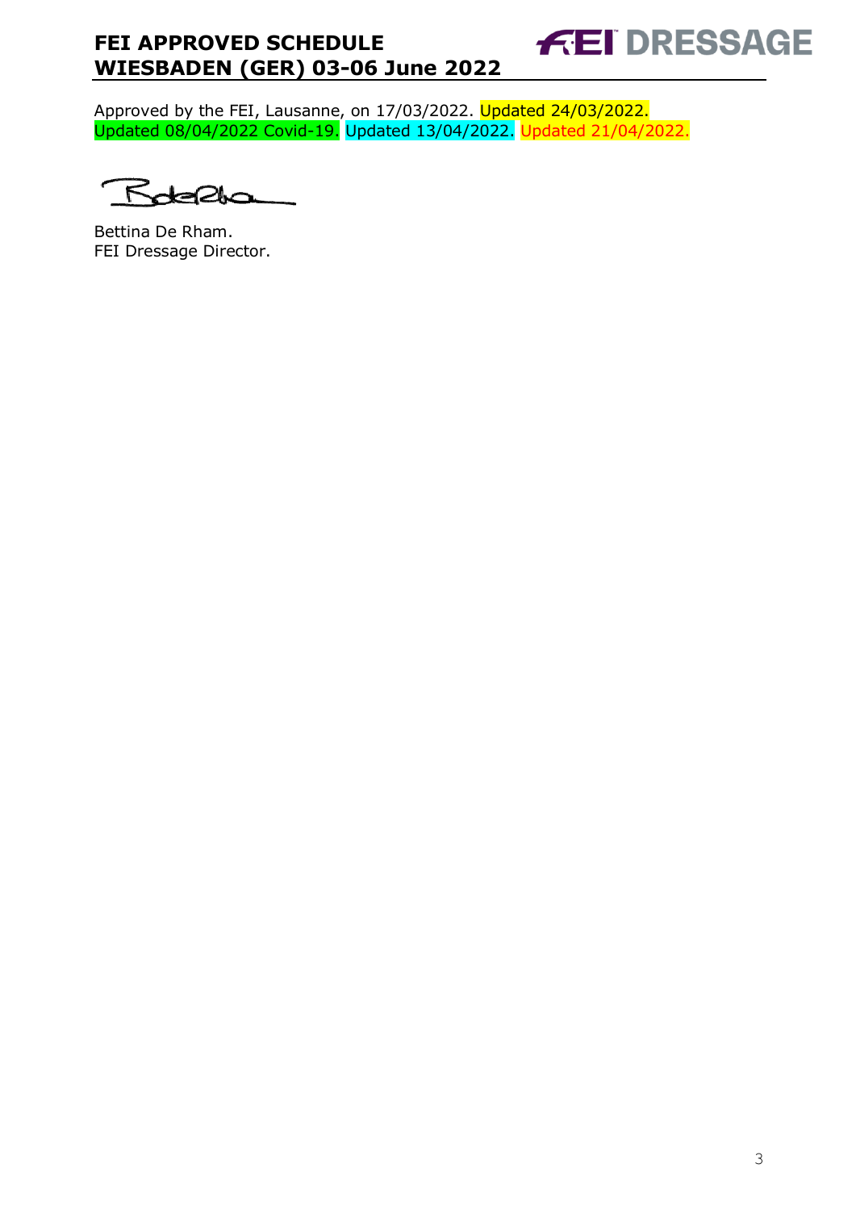Approved by the FEI, Lausanne, on 17/03/2022. Updated 24/03/2022. Updated 08/04/2022 Covid-19. Updated 13/04/2022. Updated 21/04/2022.

Bettina De Rham.
FEI Dressage Director.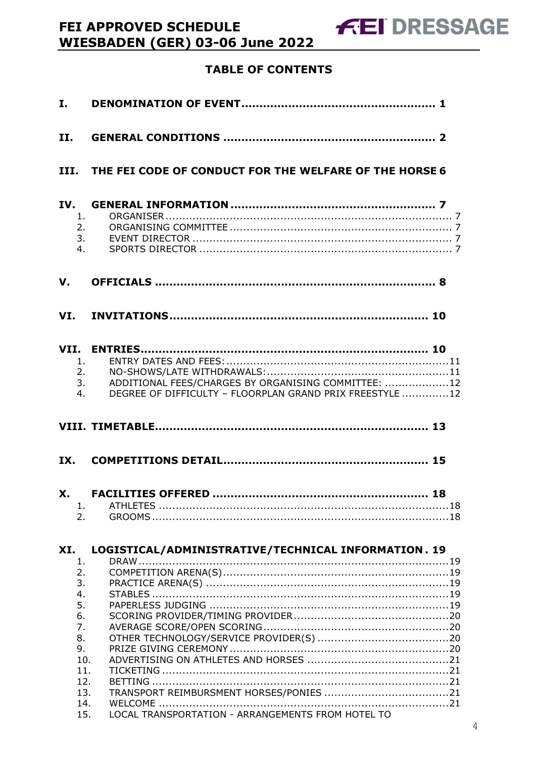# TABLE OF CONTENTS

**I. DENOMINATION OF EVENT** .......... 1

**II. GENERAL CONDITIONS** .......... 2

**III. THE FEI CODE OF CONDUCT FOR THE WELFARE OF THE HORSE** 6

**IV. GENERAL INFORMATION** .......... 7

1. ORGANISER .......... 7
2. ORGANISING COMMITTEE .......... 7
3. EVENT DIRECTOR .......... 7
4. SPORTS DIRECTOR .......... 7

**V. OFFICIALS** .......... 8

**VI. INVITATIONS** .......... 10

**VII. ENTRIES** .......... 10

1. ENTRY DATES AND FEES: .......... 11
2. NO-SHOWS/LATE WITHDRAWALS: .......... 11
3. ADDITIONAL FEES/CHARGES BY ORGANISING COMMITTEE: .......... 12
4. DEGREE OF DIFFICULTY – FLOORPLAN GRAND PRIX FREESTYLE .......... 12

**VIII. TIMETABLE** .......... 13

**IX. COMPETITIONS DETAIL** .......... 15

**X. FACILITIES OFFERED** .......... 18

1. ATHLETES .......... 18
2. GROOMS .......... 18

**XI. LOGISTICAL/ADMINISTRATIVE/TECHNICAL INFORMATION** . 19

1. DRAW .......... 19
2. COMPETITION ARENA(S) .......... 19
3. PRACTICE ARENA(S) .......... 19
4. STABLES .......... 19
5. PAPERLESS JUDGING .......... 19
6. SCORING PROVIDER/TIMING PROVIDER .......... 20
7. AVERAGE SCORE/OPEN SCORING .......... 20
8. OTHER TECHNOLOGY/SERVICE PROVIDER(S) .......... 20
9. PRIZE GIVING CEREMONY .......... 20
10. ADVERTISING ON ATHLETES AND HORSES .......... 21
11. TICKETING .......... 21
12. BETTING .......... 21
13. TRANSPORT REIMBURSMENT HORSES/PONIES .......... 21
14. WELCOME .......... 21
15. LOCAL TRANSPORTATION - ARRANGEMENTS FROM HOTEL TO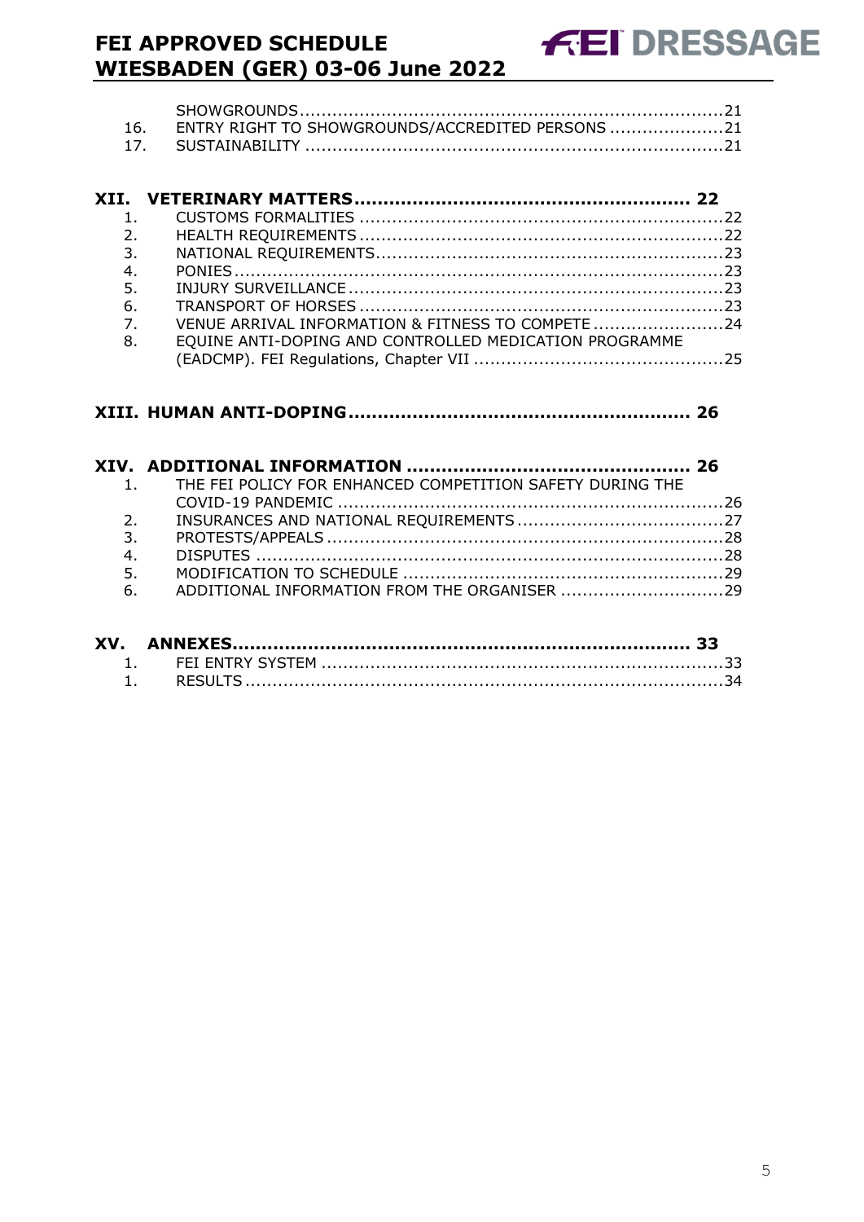SHOWGROUNDS ....................................................................21
16. ENTRY RIGHT TO SHOWGROUNDS/ACCREDITED PERSONS ....................21
17. SUSTAINABILITY ....................................................................21

**XII. VETERINARY MATTERS ........................................................ 22**

1. CUSTOMS FORMALITIES ....................................................................22
2. HEALTH REQUIREMENTS ....................................................................22
3. NATIONAL REQUIREMENTS ....................................................................23
4. PONIES ....................................................................23
5. INJURY SURVEILLANCE ....................................................................23
6. TRANSPORT OF HORSES ....................................................................23
7. VENUE ARRIVAL INFORMATION & FITNESS TO COMPETE ........................24
8. EQUINE ANTI-DOPING AND CONTROLLED MEDICATION PROGRAMME (EADCMP). FEI Regulations, Chapter VII ..............................................25

**XIII. HUMAN ANTI-DOPING ........................................................ 26**

**XIV. ADDITIONAL INFORMATION ................................................ 26**

1. THE FEI POLICY FOR ENHANCED COMPETITION SAFETY DURING THE COVID-19 PANDEMIC ....................................................................26
2. INSURANCES AND NATIONAL REQUIREMENTS ....................................27
3. PROTESTS/APPEALS ....................................................................28
4. DISPUTES ....................................................................28
5. MODIFICATION TO SCHEDULE ....................................................................29
6. ADDITIONAL INFORMATION FROM THE ORGANISER ...............................29

**XV. ANNEXES ........................................................................ 33**

1. FEI ENTRY SYSTEM ....................................................................33
1. RESULTS ....................................................................34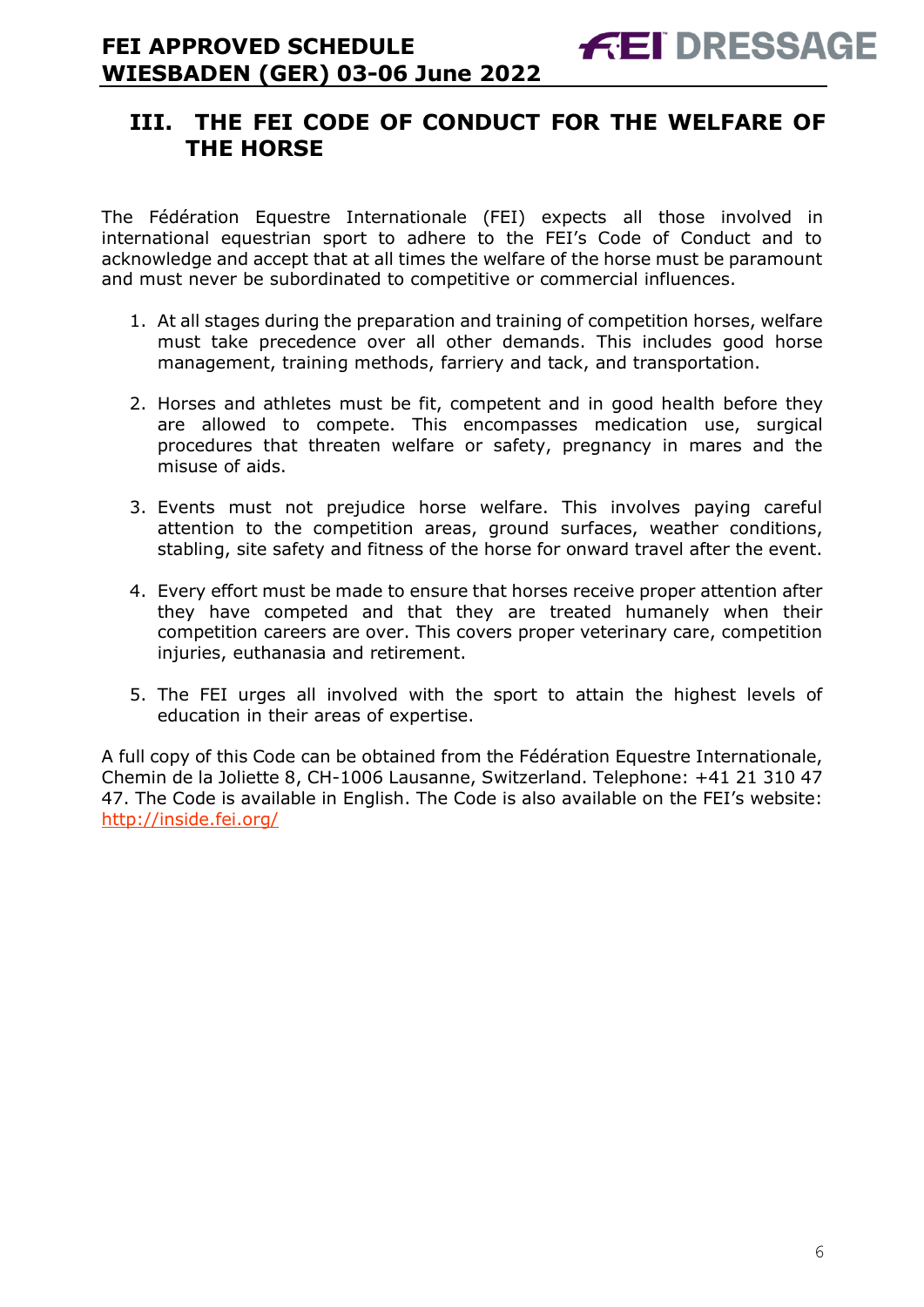## III. THE FEI CODE OF CONDUCT FOR THE WELFARE OF THE HORSE

The Fédération Equestre Internationale (FEI) expects all those involved in international equestrian sport to adhere to the FEI's Code of Conduct and to acknowledge and accept that at all times the welfare of the horse must be paramount and must never be subordinated to competitive or commercial influences.

1. At all stages during the preparation and training of competition horses, welfare must take precedence over all other demands. This includes good horse management, training methods, farriery and tack, and transportation.

2. Horses and athletes must be fit, competent and in good health before they are allowed to compete. This encompasses medication use, surgical procedures that threaten welfare or safety, pregnancy in mares and the misuse of aids.

3. Events must not prejudice horse welfare. This involves paying careful attention to the competition areas, ground surfaces, weather conditions, stabling, site safety and fitness of the horse for onward travel after the event.

4. Every effort must be made to ensure that horses receive proper attention after they have competed and that they are treated humanely when their competition careers are over. This covers proper veterinary care, competition injuries, euthanasia and retirement.

5. The FEI urges all involved with the sport to attain the highest levels of education in their areas of expertise.

A full copy of this Code can be obtained from the Fédération Equestre Internationale, Chemin de la Joliette 8, CH-1006 Lausanne, Switzerland. Telephone: +41 21 310 47 47. The Code is available in English. The Code is also available on the FEI's website: [http://inside.fei.org/](http://inside.fei.org/)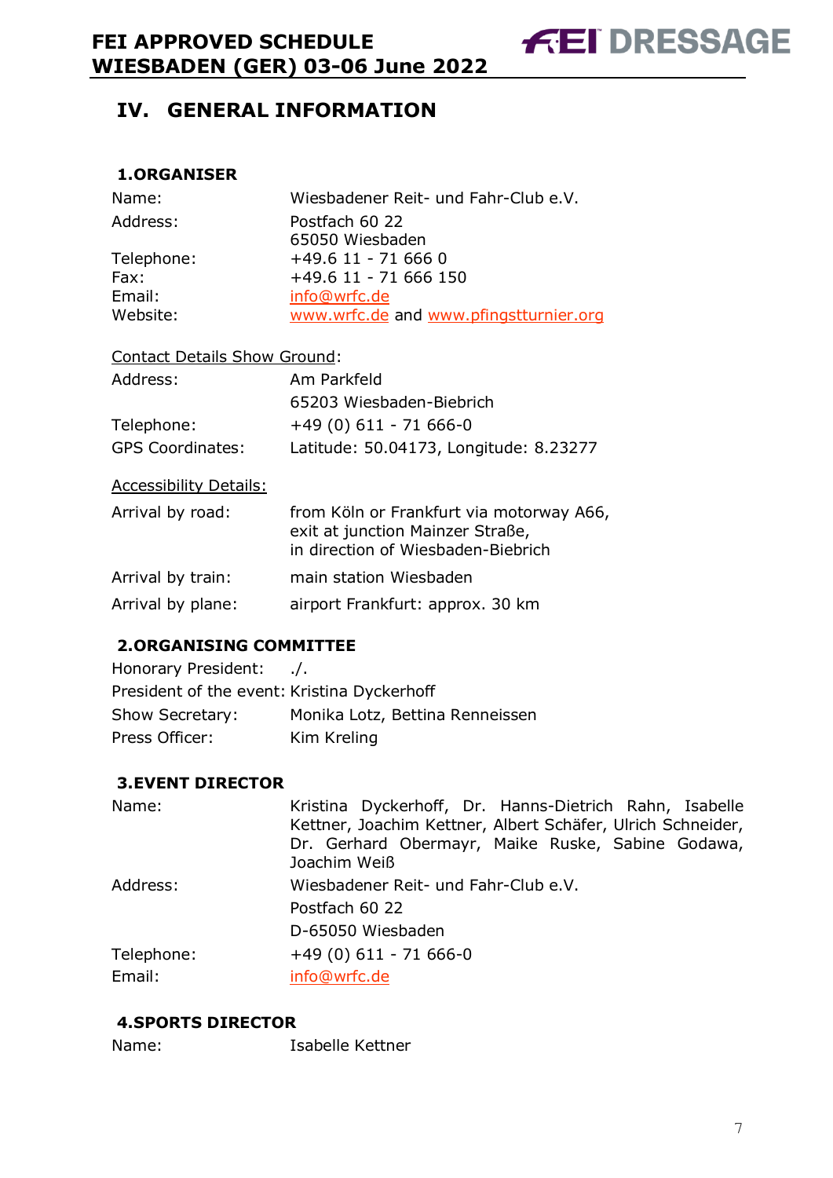# IV. GENERAL INFORMATION

## 1. ORGANISER

| | |
|---|---|
| Name: | Wiesbadener Reit- und Fahr-Club e.V. |
| Address: | Postfach 60 22<br>65050 Wiesbaden |
| Telephone: | +49.6 11 - 71 666 0 |
| Fax: | +49.6 11 - 71 666 150 |
| Email: | info@wrfc.de |
| Website: | www.wrfc.de and www.pfingstturnier.org |

Contact Details Show Ground:

| | |
|---|---|
| Address: | Am Parkfeld<br>65203 Wiesbaden-Biebrich |
| Telephone: | +49 (0) 611 - 71 666-0 |
| GPS Coordinates: | Latitude: 50.04173, Longitude: 8.23277 |

Accessibility Details:

| | |
|---|---|
| Arrival by road: | from Köln or Frankfurt via motorway A66, exit at junction Mainzer Straße, in direction of Wiesbaden-Biebrich |
| Arrival by train: | main station Wiesbaden |
| Arrival by plane: | airport Frankfurt: approx. 30 km |

## 2. ORGANISING COMMITTEE

| | |
|---|---|
| Honorary President: | ./. |
| President of the event: | Kristina Dyckerhoff |
| Show Secretary: | Monika Lotz, Bettina Renneissen |
| Press Officer: | Kim Kreling |

## 3. EVENT DIRECTOR

| | |
|---|---|
| Name: | Kristina Dyckerhoff, Dr. Hanns-Dietrich Rahn, Isabelle Kettner, Joachim Kettner, Albert Schäfer, Ulrich Schneider, Dr. Gerhard Obermayr, Maike Ruske, Sabine Godawa, Joachim Weiß |
| Address: | Wiesbadener Reit- und Fahr-Club e.V.<br>Postfach 60 22<br>D-65050 Wiesbaden |
| Telephone: | +49 (0) 611 - 71 666-0 |
| Email: | info@wrfc.de |

## 4. SPORTS DIRECTOR

| | |
|---|---|
| Name: | Isabelle Kettner |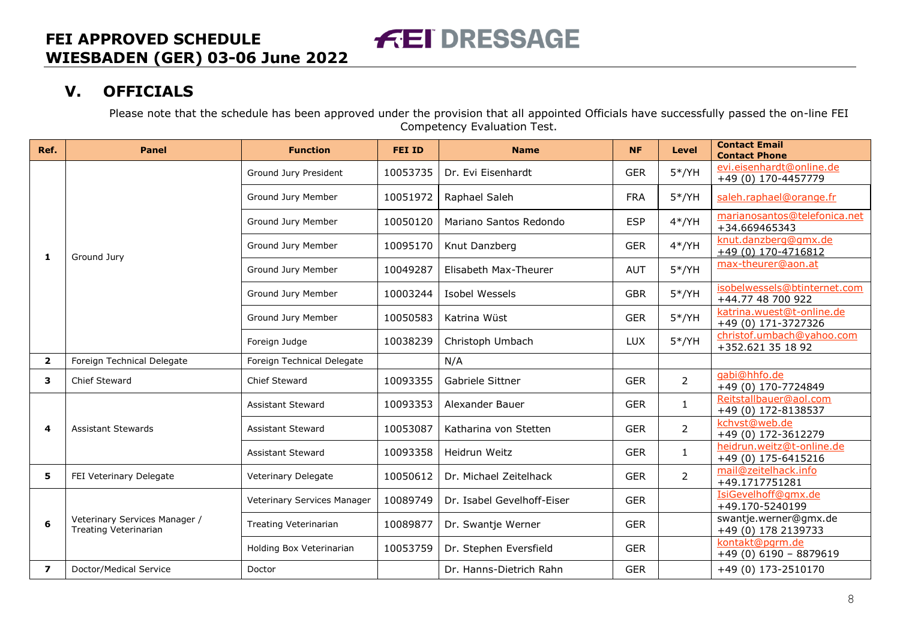## V. OFFICIALS

Please note that the schedule has been approved under the provision that all appointed Officials have successfully passed the on-line FEI Competency Evaluation Test.

| Ref. | Panel | Function | FEI ID | Name | NF | Level | Contact Email Contact Phone |
|---|---|---|---|---|---|---|---|
| 1 | Ground Jury | Ground Jury President | 10053735 | Dr. Evi Eisenhardt | GER | 5*/YH | evi.eisenhardt@online.de +49 (0) 170-4457779 |
| | | Ground Jury Member | 10051972 | Raphael Saleh | FRA | 5*/YH | saleh.raphael@orange.fr |
| | | Ground Jury Member | 10050120 | Mariano Santos Redondo | ESP | 4*/YH | marianosantos@telefonica.net +34.669465343 |
| | | Ground Jury Member | 10095170 | Knut Danzberg | GER | 4*/YH | knut.danzberg@gmx.de +49 (0) 170-4716812 |
| | | Ground Jury Member | 10049287 | Elisabeth Max-Theurer | AUT | 5*/YH | max-theurer@aon.at |
| | | Ground Jury Member | 10003244 | Isobel Wessels | GBR | 5*/YH | isobelwessels@btinternet.com +44.77 48 700 922 |
| | | Ground Jury Member | 10050583 | Katrina Wüst | GER | 5*/YH | katrina.wuest@t-online.de +49 (0) 171-3727326 |
| | | Foreign Judge | 10038239 | Christoph Umbach | LUX | 5*/YH | christof.umbach@yahoo.com +352.621 35 18 92 |
| 2 | Foreign Technical Delegate | Foreign Technical Delegate | | N/A | | | |
| 3 | Chief Steward | Chief Steward | 10093355 | Gabriele Sittner | GER | 2 | gabi@hhfo.de +49 (0) 170-7724849 |
| 4 | Assistant Stewards | Assistant Steward | 10093353 | Alexander Bauer | GER | 1 | Reitstallbauer@aol.com +49 (0) 172-8138537 |
| | | Assistant Steward | 10053087 | Katharina von Stetten | GER | 2 | kchvst@web.de +49 (0) 172-3612279 |
| | | Assistant Steward | 10093358 | Heidrun Weitz | GER | 1 | heidrun.weitz@t-online.de +49 (0) 175-6415216 |
| 5 | FEI Veterinary Delegate | Veterinary Delegate | 10050612 | Dr. Michael Zeitelhack | GER | 2 | mail@zeitelhack.info +49.1717751281 |
| 6 | Veterinary Services Manager / Treating Veterinarian | Veterinary Services Manager | 10089749 | Dr. Isabel Gevelhoff-Eiser | GER | | IsiGevelhoff@gmx.de +49.170-5240199 |
| | | Treating Veterinarian | 10089877 | Dr. Swantje Werner | GER | | swantje.werner@gmx.de +49 (0) 178 2139733 |
| | | Holding Box Veterinarian | 10053759 | Dr. Stephen Eversfield | GER | | kontakt@pgrm.de +49 (0) 6190 – 8879619 |
| 7 | Doctor/Medical Service | Doctor | | Dr. Hanns-Dietrich Rahn | GER | | +49 (0) 173-2510170 |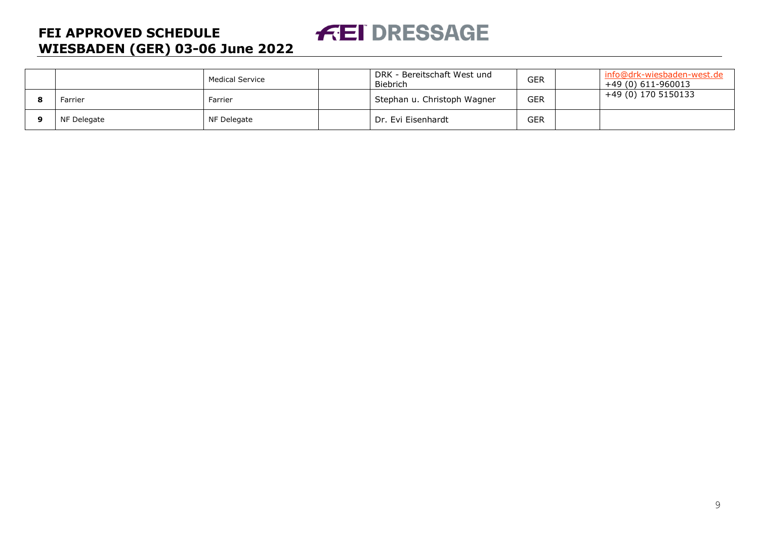|   |   |   |   |   |   |   |   |
|---|---|---|---|---|---|---|---|
|   |   | Medical Service |   | DRK - Bereitschaft West und Biebrich | GER |   | info@drk-wiesbaden-west.de +49 (0) 611-960013 |
| 8 | Farrier | Farrier |   | Stephan u. Christoph Wagner | GER |   | +49 (0) 170 5150133 |
| 9 | NF Delegate | NF Delegate |   | Dr. Evi Eisenhardt | GER |   |   |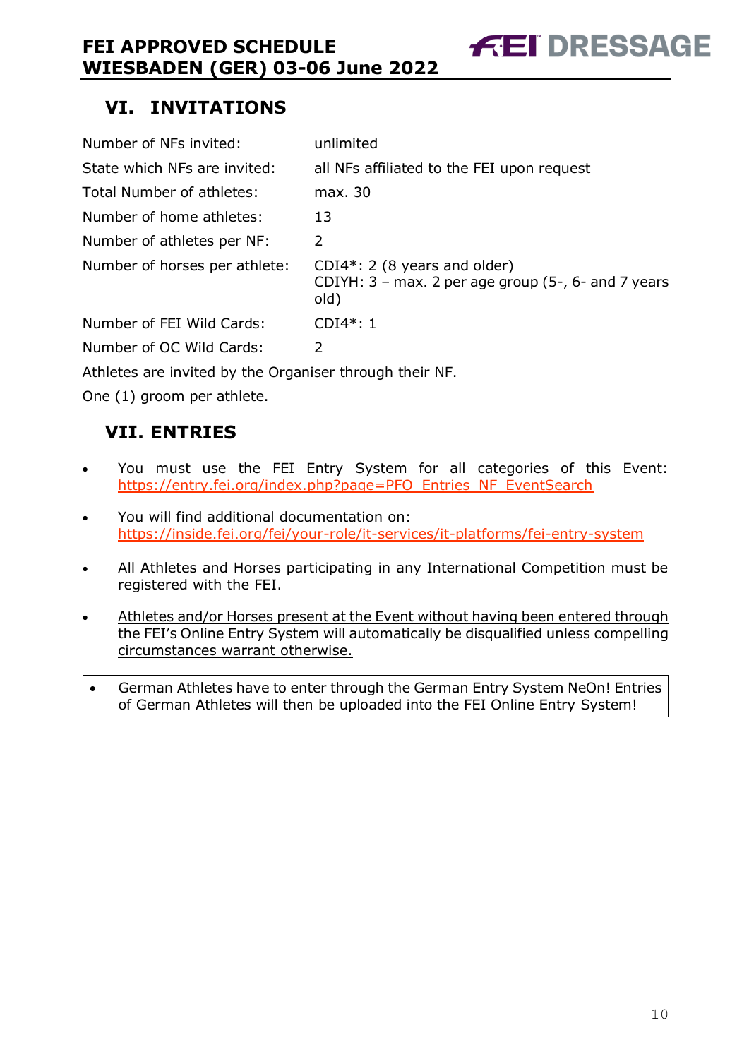## VI. INVITATIONS

| | |
|---|---|
| Number of NFs invited: | unlimited |
| State which NFs are invited: | all NFs affiliated to the FEI upon request |
| Total Number of athletes: | max. 30 |
| Number of home athletes: | 13 |
| Number of athletes per NF: | 2 |
| Number of horses per athlete: | CDI4*: 2 (8 years and older)<br>CDIYH: 3 – max. 2 per age group (5-, 6- and 7 years old) |
| Number of FEI Wild Cards: | CDI4*: 1 |
| Number of OC Wild Cards: | 2 |

Athletes are invited by the Organiser through their NF.

One (1) groom per athlete.

## VII. ENTRIES

- You must use the FEI Entry System for all categories of this Event: https://entry.fei.org/index.php?page=PFO_Entries_NF_EventSearch
- You will find additional documentation on: https://inside.fei.org/fei/your-role/it-services/it-platforms/fei-entry-system
- All Athletes and Horses participating in any International Competition must be registered with the FEI.
- Athletes and/or Horses present at the Event without having been entered through the FEI's Online Entry System will automatically be disqualified unless compelling circumstances warrant otherwise.

- German Athletes have to enter through the German Entry System NeOn! Entries of German Athletes will then be uploaded into the FEI Online Entry System!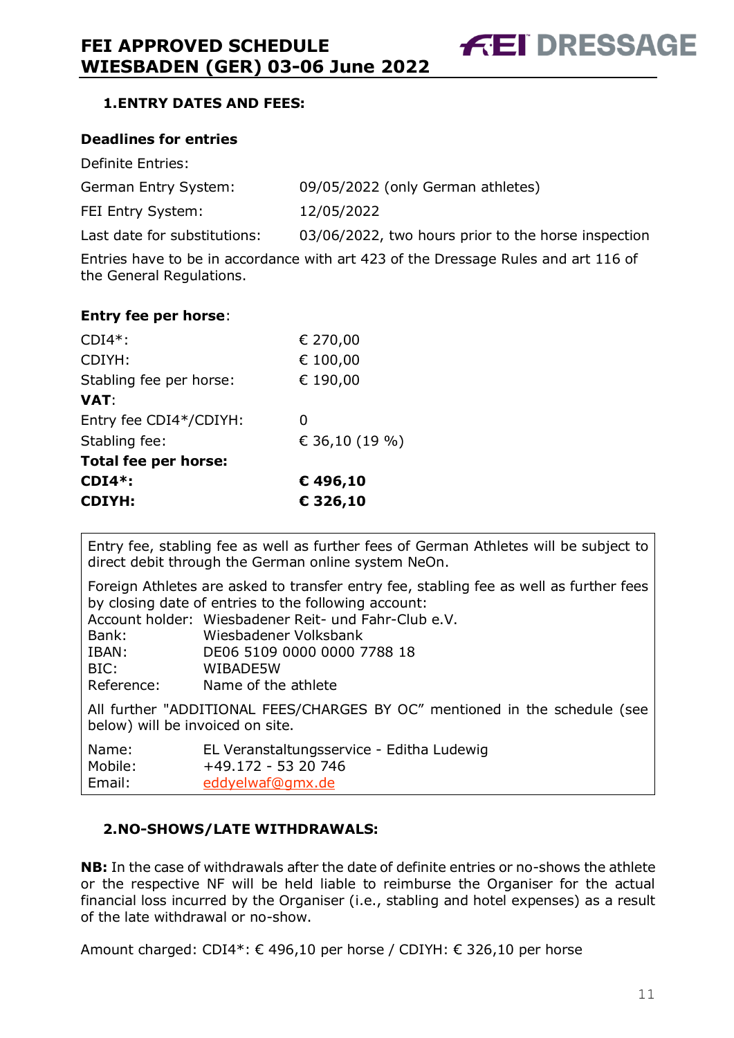## 1. ENTRY DATES AND FEES:

### Deadlines for entries

| Definite Entries: | |
|---|---|
| German Entry System: | 09/05/2022 (only German athletes) |
| FEI Entry System: | 12/05/2022 |
| Last date for substitutions: | 03/06/2022, two hours prior to the horse inspection |

Entries have to be in accordance with art 423 of the Dressage Rules and art 116 of the General Regulations.

**Entry fee per horse**:

| | |
|---|---|
| CDI4*: | € 270,00 |
| CDIYH: | € 100,00 |
| Stabling fee per horse: | € 190,00 |
| **VAT**: | |
| Entry fee CDI4*/CDIYH: | 0 |
| Stabling fee: | € 36,10 (19 %) |
| **Total fee per horse:** | |
| **CDI4*:** | **€ 496,10** |
| **CDIYH:** | **€ 326,10** |

Entry fee, stabling fee as well as further fees of German Athletes will be subject to direct debit through the German online system NeOn.

Foreign Athletes are asked to transfer entry fee, stabling fee as well as further fees by closing date of entries to the following account:

Account holder: Wiesbadener Reit- und Fahr-Club e.V.
Bank: Wiesbadener Volksbank
IBAN: DE06 5109 0000 0000 7788 18
BIC: WIBADE5W
Reference: Name of the athlete

All further "ADDITIONAL FEES/CHARGES BY OC" mentioned in the schedule (see below) will be invoiced on site.

Name: EL Veranstaltungsservice - Editha Ludewig
Mobile: +49.172 - 53 20 746
Email: eddyelwaf@gmx.de

## 2. NO-SHOWS/LATE WITHDRAWALS:

**NB:** In the case of withdrawals after the date of definite entries or no-shows the athlete or the respective NF will be held liable to reimburse the Organiser for the actual financial loss incurred by the Organiser (i.e., stabling and hotel expenses) as a result of the late withdrawal or no-show.

Amount charged: CDI4*: € 496,10 per horse / CDIYH: € 326,10 per horse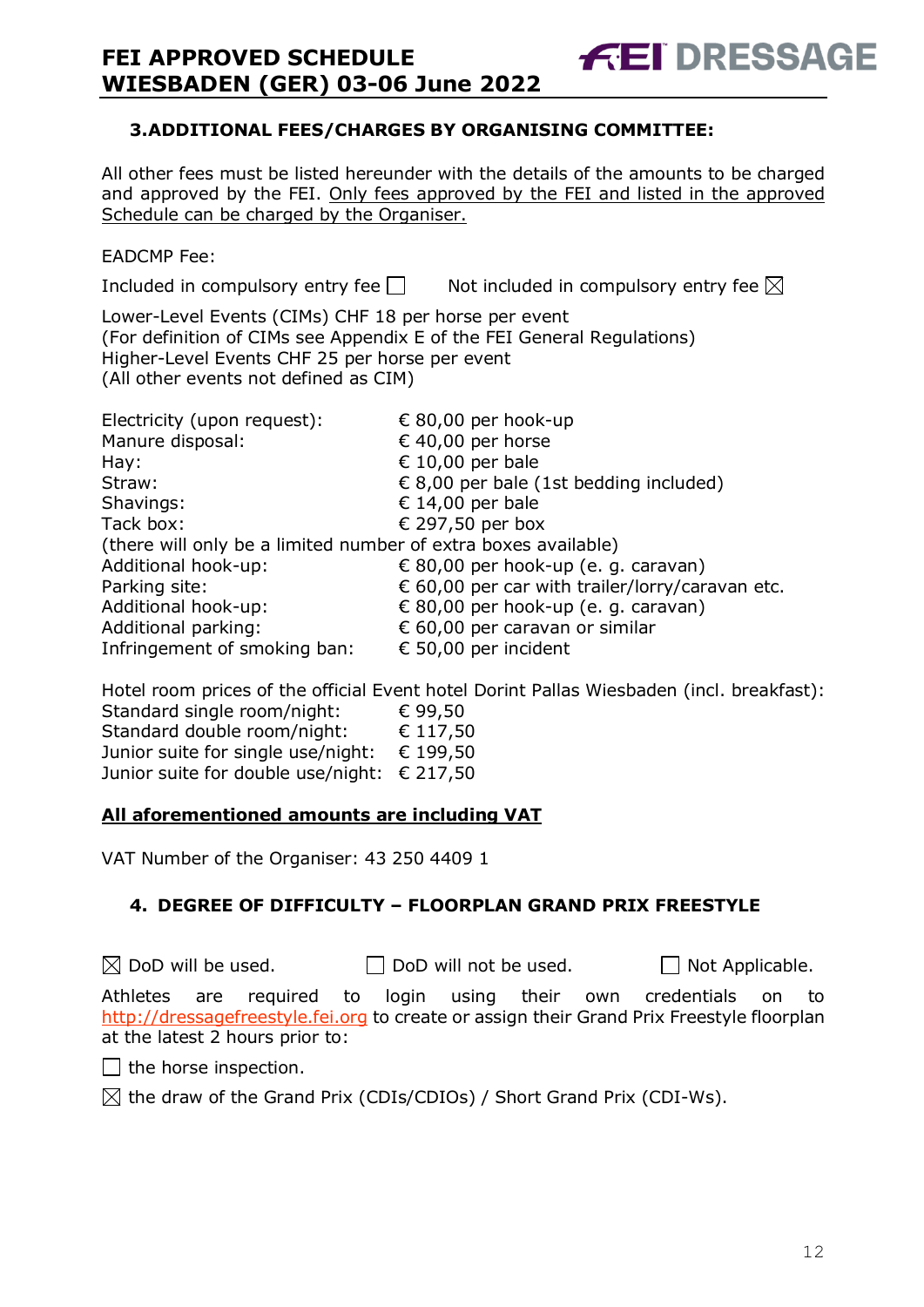## 3. ADDITIONAL FEES/CHARGES BY ORGANISING COMMITTEE:

All other fees must be listed hereunder with the details of the amounts to be charged and approved by the FEI. Only fees approved by the FEI and listed in the approved Schedule can be charged by the Organiser.

EADCMP Fee:

Included in compulsory entry fee ☐ Not included in compulsory entry fee ☒

Lower-Level Events (CIMs) CHF 18 per horse per event
(For definition of CIMs see Appendix E of the FEI General Regulations)
Higher-Level Events CHF 25 per horse per event
(All other events not defined as CIM)

| | |
|---|---|
| Electricity (upon request): | € 80,00 per hook-up |
| Manure disposal: | € 40,00 per horse |
| Hay: | € 10,00 per bale |
| Straw: | € 8,00 per bale (1st bedding included) |
| Shavings: | € 14,00 per bale |
| Tack box: | € 297,50 per box |

(there will only be a limited number of extra boxes available)

| | |
|---|---|
| Additional hook-up: | € 80,00 per hook-up (e. g. caravan) |
| Parking site: | € 60,00 per car with trailer/lorry/caravan etc. |
| Additional hook-up: | € 80,00 per hook-up (e. g. caravan) |
| Additional parking: | € 60,00 per caravan or similar |
| Infringement of smoking ban: | € 50,00 per incident |

Hotel room prices of the official Event hotel Dorint Pallas Wiesbaden (incl. breakfast):

| | |
|---|---|
| Standard single room/night: | € 99,50 |
| Standard double room/night: | € 117,50 |
| Junior suite for single use/night: | € 199,50 |
| Junior suite for double use/night: | € 217,50 |

**All aforementioned amounts are including VAT**

VAT Number of the Organiser: 43 250 4409 1

## 4. DEGREE OF DIFFICULTY – FLOORPLAN GRAND PRIX FREESTYLE

☒ DoD will be used. ☐ DoD will not be used. ☐ Not Applicable.

Athletes are required to login using their own credentials on to http://dressagefreestyle.fei.org to create or assign their Grand Prix Freestyle floorplan at the latest 2 hours prior to:

☐ the horse inspection.

☒ the draw of the Grand Prix (CDIs/CDIOs) / Short Grand Prix (CDI-Ws).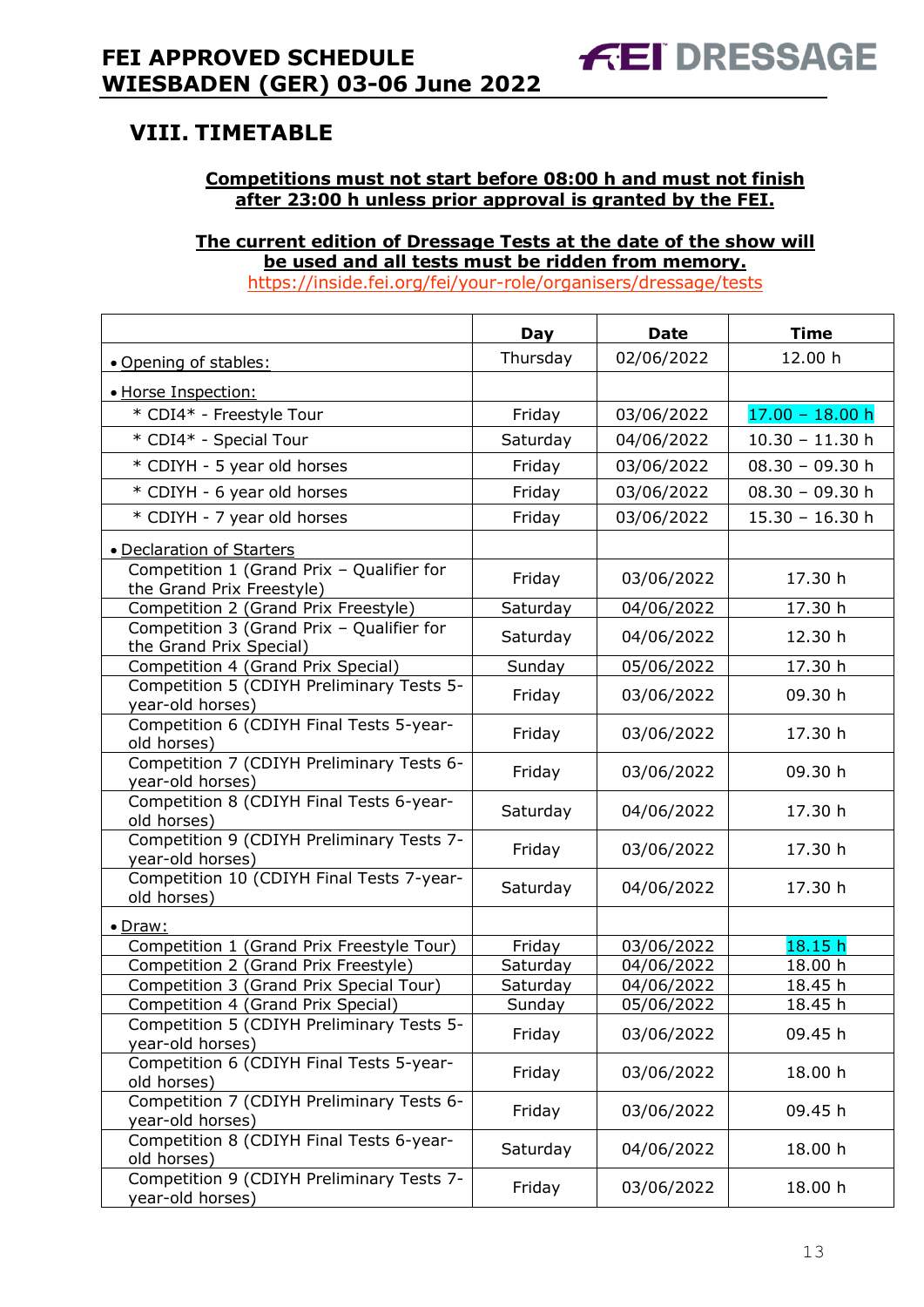## VIII. TIMETABLE

**Competitions must not start before 08:00 h and must not finish after 23:00 h unless prior approval is granted by the FEI.**

**The current edition of Dressage Tests at the date of the show will be used and all tests must be ridden from memory.**
https://inside.fei.org/fei/your-role/organisers/dressage/tests

| | Day | Date | Time |
|---|---|---|---|
| • Opening of stables: | Thursday | 02/06/2022 | 12.00 h |
| • Horse Inspection: | | | |
| * CDI4* - Freestyle Tour | Friday | 03/06/2022 | 17.00 – 18.00 h |
| * CDI4* - Special Tour | Saturday | 04/06/2022 | 10.30 – 11.30 h |
| * CDIYH - 5 year old horses | Friday | 03/06/2022 | 08.30 – 09.30 h |
| * CDIYH - 6 year old horses | Friday | 03/06/2022 | 08.30 – 09.30 h |
| * CDIYH - 7 year old horses | Friday | 03/06/2022 | 15.30 – 16.30 h |
| • Declaration of Starters | | | |
| Competition 1 (Grand Prix – Qualifier for the Grand Prix Freestyle) | Friday | 03/06/2022 | 17.30 h |
| Competition 2 (Grand Prix Freestyle) | Saturday | 04/06/2022 | 17.30 h |
| Competition 3 (Grand Prix – Qualifier for the Grand Prix Special) | Saturday | 04/06/2022 | 12.30 h |
| Competition 4 (Grand Prix Special) | Sunday | 05/06/2022 | 17.30 h |
| Competition 5 (CDIYH Preliminary Tests 5-year-old horses) | Friday | 03/06/2022 | 09.30 h |
| Competition 6 (CDIYH Final Tests 5-year-old horses) | Friday | 03/06/2022 | 17.30 h |
| Competition 7 (CDIYH Preliminary Tests 6-year-old horses) | Friday | 03/06/2022 | 09.30 h |
| Competition 8 (CDIYH Final Tests 6-year-old horses) | Saturday | 04/06/2022 | 17.30 h |
| Competition 9 (CDIYH Preliminary Tests 7-year-old horses) | Friday | 03/06/2022 | 17.30 h |
| Competition 10 (CDIYH Final Tests 7-year-old horses) | Saturday | 04/06/2022 | 17.30 h |
| • Draw: | | | |
| Competition 1 (Grand Prix Freestyle Tour) | Friday | 03/06/2022 | 18.15 h |
| Competition 2 (Grand Prix Freestyle) | Saturday | 04/06/2022 | 18.00 h |
| Competition 3 (Grand Prix Special Tour) | Saturday | 04/06/2022 | 18.45 h |
| Competition 4 (Grand Prix Special) | Sunday | 05/06/2022 | 18.45 h |
| Competition 5 (CDIYH Preliminary Tests 5-year-old horses) | Friday | 03/06/2022 | 09.45 h |
| Competition 6 (CDIYH Final Tests 5-year-old horses) | Friday | 03/06/2022 | 18.00 h |
| Competition 7 (CDIYH Preliminary Tests 6-year-old horses) | Friday | 03/06/2022 | 09.45 h |
| Competition 8 (CDIYH Final Tests 6-year-old horses) | Saturday | 04/06/2022 | 18.00 h |
| Competition 9 (CDIYH Preliminary Tests 7-year-old horses) | Friday | 03/06/2022 | 18.00 h |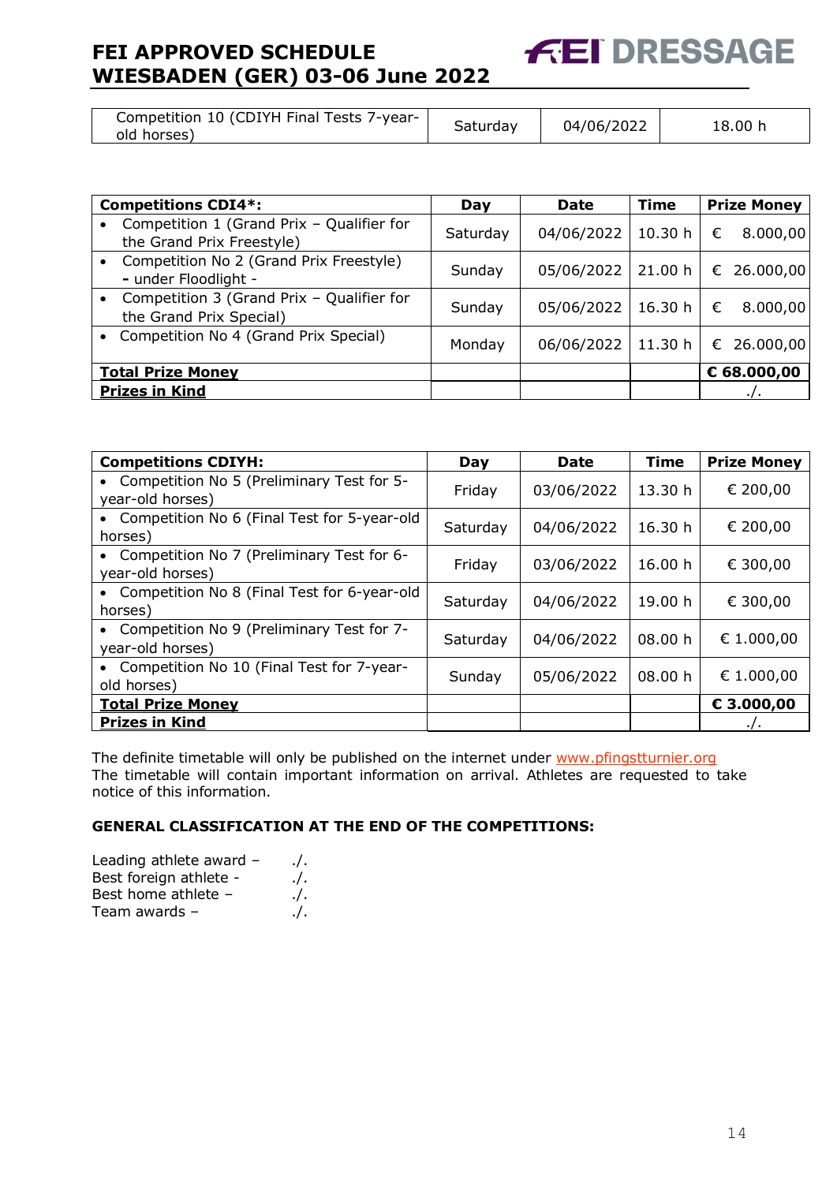| Competition 10 (CDIYH Final Tests 7-year-old horses) | Saturday | 04/06/2022 | 18.00 h |
|---|---|---|---|

| **Competitions CDI4*:** | **Day** | **Date** | **Time** | **Prize Money** |
|---|---|---|---|---|
| • Competition 1 (Grand Prix – Qualifier for the Grand Prix Freestyle) | Saturday | 04/06/2022 | 10.30 h | € 8.000,00 |
| • Competition No 2 (Grand Prix Freestyle) - under Floodlight - | Sunday | 05/06/2022 | 21.00 h | € 26.000,00 |
| • Competition 3 (Grand Prix – Qualifier for the Grand Prix Special) | Sunday | 05/06/2022 | 16.30 h | € 8.000,00 |
| • Competition No 4 (Grand Prix Special) | Monday | 06/06/2022 | 11.30 h | € 26.000,00 |
| **Total Prize Money** | | | | **€ 68.000,00** |
| **Prizes in Kind** | | | | ./. |

| **Competitions CDIYH:** | **Day** | **Date** | **Time** | **Prize Money** |
|---|---|---|---|---|
| • Competition No 5 (Preliminary Test for 5-year-old horses) | Friday | 03/06/2022 | 13.30 h | € 200,00 |
| • Competition No 6 (Final Test for 5-year-old horses) | Saturday | 04/06/2022 | 16.30 h | € 200,00 |
| • Competition No 7 (Preliminary Test for 6-year-old horses) | Friday | 03/06/2022 | 16.00 h | € 300,00 |
| • Competition No 8 (Final Test for 6-year-old horses) | Saturday | 04/06/2022 | 19.00 h | € 300,00 |
| • Competition No 9 (Preliminary Test for 7-year-old horses) | Saturday | 04/06/2022 | 08.00 h | € 1.000,00 |
| • Competition No 10 (Final Test for 7-year-old horses) | Sunday | 05/06/2022 | 08.00 h | € 1.000,00 |
| **Total Prize Money** | | | | **€ 3.000,00** |
| **Prizes in Kind** | | | | ./. |

The definite timetable will only be published on the internet under www.pfingstturnier.org
The timetable will contain important information on arrival. Athletes are requested to take notice of this information.

**GENERAL CLASSIFICATION AT THE END OF THE COMPETITIONS:**

Leading athlete award – ./.
Best foreign athlete - ./.
Best home athlete – ./.
Team awards – ./.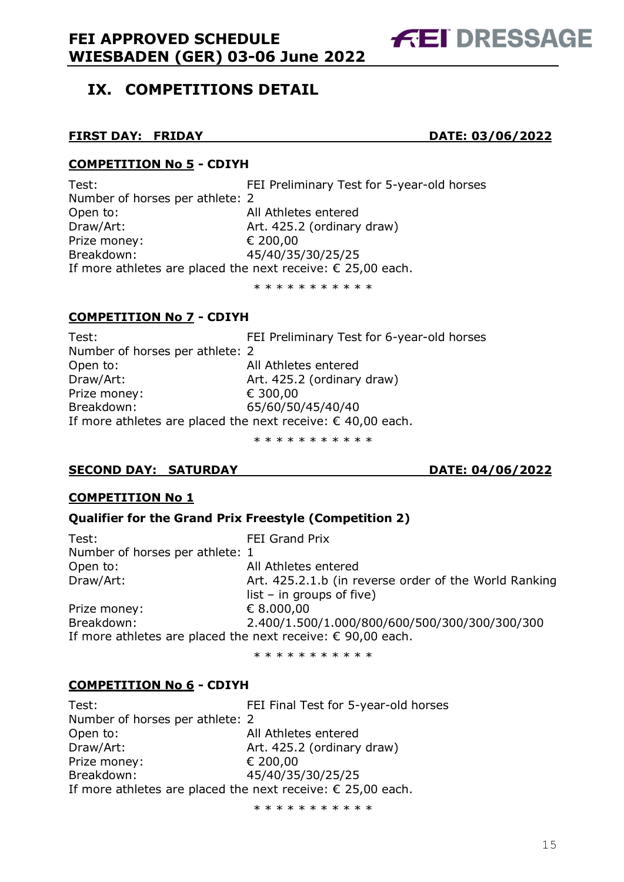## IX. COMPETITIONS DETAIL

**FIRST DAY: FRIDAY** **DATE: 03/06/2022**

**COMPETITION No 5 - CDIYH**

Test: FEI Preliminary Test for 5-year-old horses
Number of horses per athlete: 2
Open to: All Athletes entered
Draw/Art: Art. 425.2 (ordinary draw)
Prize money: € 200,00
Breakdown: 45/40/35/30/25/25
If more athletes are placed the next receive: € 25,00 each.

* * * * * * * * * * *

**COMPETITION No 7 - CDIYH**

Test: FEI Preliminary Test for 6-year-old horses
Number of horses per athlete: 2
Open to: All Athletes entered
Draw/Art: Art. 425.2 (ordinary draw)
Prize money: € 300,00
Breakdown: 65/60/50/45/40/40
If more athletes are placed the next receive: € 40,00 each.

* * * * * * * * * * *

**SECOND DAY: SATURDAY** **DATE: 04/06/2022**

**COMPETITION No 1**

**Qualifier for the Grand Prix Freestyle (Competition 2)**

Test: FEI Grand Prix
Number of horses per athlete: 1
Open to: All Athletes entered
Draw/Art: Art. 425.2.1.b (in reverse order of the World Ranking list – in groups of five)
Prize money: € 8.000,00
Breakdown: 2.400/1.500/1.000/800/600/500/300/300/300/300
If more athletes are placed the next receive: € 90,00 each.

* * * * * * * * * * *

**COMPETITION No 6 - CDIYH**

Test: FEI Final Test for 5-year-old horses
Number of horses per athlete: 2
Open to: All Athletes entered
Draw/Art: Art. 425.2 (ordinary draw)
Prize money: € 200,00
Breakdown: 45/40/35/30/25/25
If more athletes are placed the next receive: € 25,00 each.

* * * * * * * * * * *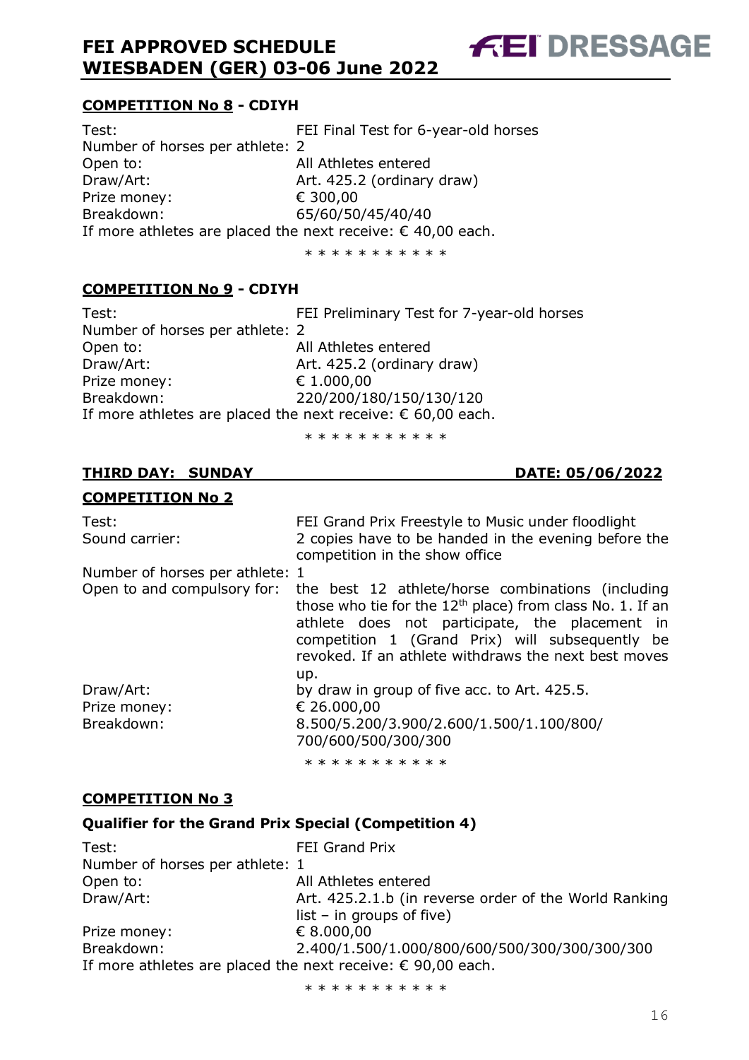## COMPETITION No 8 - CDIYH

Test: FEI Final Test for 6-year-old horses
Number of horses per athlete: 2
Open to: All Athletes entered
Draw/Art: Art. 425.2 (ordinary draw)
Prize money: € 300,00
Breakdown: 65/60/50/45/40/40
If more athletes are placed the next receive: € 40,00 each.

* * * * * * * * * * *

## COMPETITION No 9 - CDIYH

Test: FEI Preliminary Test for 7-year-old horses
Number of horses per athlete: 2
Open to: All Athletes entered
Draw/Art: Art. 425.2 (ordinary draw)
Prize money: € 1.000,00
Breakdown: 220/200/180/150/130/120
If more athletes are placed the next receive: € 60,00 each.

* * * * * * * * * * *

## THIRD DAY: SUNDAY — DATE: 05/06/2022

## COMPETITION No 2

Test: FEI Grand Prix Freestyle to Music under floodlight
Sound carrier: 2 copies have to be handed in the evening before the competition in the show office
Number of horses per athlete: 1
Open to and compulsory for: the best 12 athlete/horse combinations (including those who tie for the 12th place) from class No. 1. If an athlete does not participate, the placement in competition 1 (Grand Prix) will subsequently be revoked. If an athlete withdraws the next best moves up.
Draw/Art: by draw in group of five acc. to Art. 425.5.
Prize money: € 26.000,00
Breakdown: 8.500/5.200/3.900/2.600/1.500/1.100/800/700/600/500/300/300

* * * * * * * * * * *

## COMPETITION No 3

### Qualifier for the Grand Prix Special (Competition 4)

Test: FEI Grand Prix
Number of horses per athlete: 1
Open to: All Athletes entered
Draw/Art: Art. 425.2.1.b (in reverse order of the World Ranking list – in groups of five)
Prize money: € 8.000,00
Breakdown: 2.400/1.500/1.000/800/600/500/300/300/300/300
If more athletes are placed the next receive: € 90,00 each.

* * * * * * * * * * *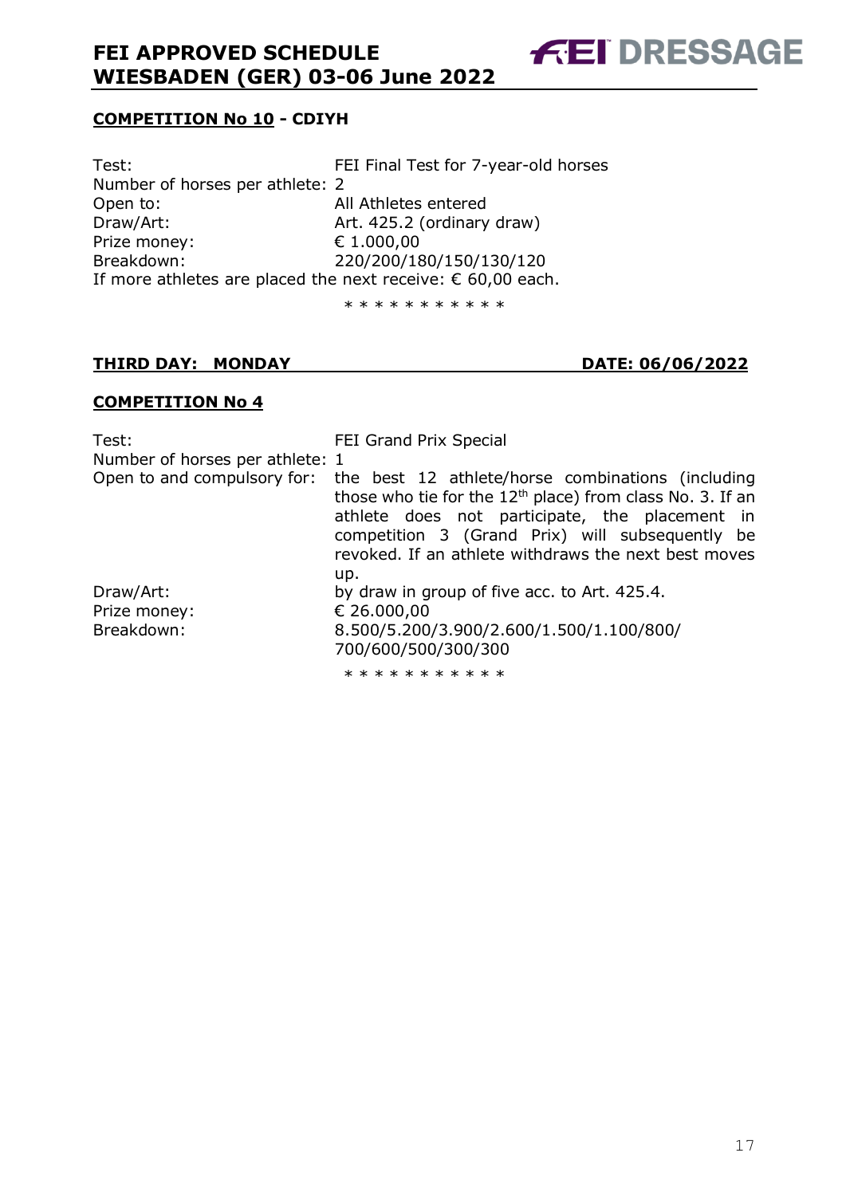**COMPETITION No 10 - CDIYH**

| | |
|---|---|
| Test: | FEI Final Test for 7-year-old horses |
| Number of horses per athlete: | 2 |
| Open to: | All Athletes entered |
| Draw/Art: | Art. 425.2 (ordinary draw) |
| Prize money: | € 1.000,00 |
| Breakdown: | 220/200/180/150/130/120 |

If more athletes are placed the next receive: € 60,00 each.

\* \* \* \* \* \* \* \* \* \* \*

**THIRD DAY: MONDAY** **DATE: 06/06/2022**

**COMPETITION No 4**

| | |
|---|---|
| Test: | FEI Grand Prix Special |
| Number of horses per athlete: | 1 |
| Open to and compulsory for: | the best 12 athlete/horse combinations (including those who tie for the 12th place) from class No. 3. If an athlete does not participate, the placement in competition 3 (Grand Prix) will subsequently be revoked. If an athlete withdraws the next best moves up. |
| Draw/Art: | by draw in group of five acc. to Art. 425.4. |
| Prize money: | € 26.000,00 |
| Breakdown: | 8.500/5.200/3.900/2.600/1.500/1.100/800/700/600/500/300/300 |

\* \* \* \* \* \* \* \* \* \* \*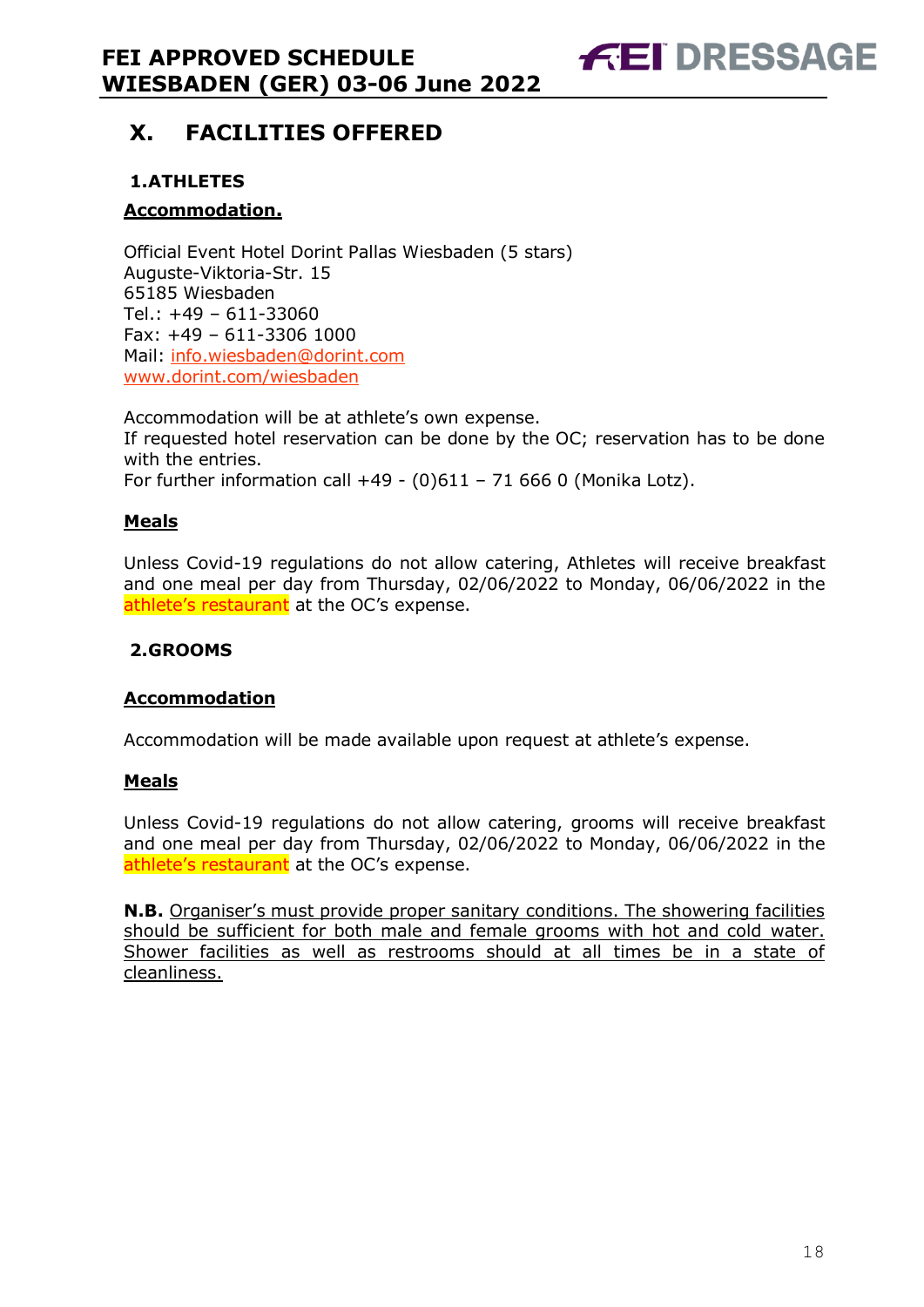# X. FACILITIES OFFERED

## 1. ATHLETES

**Accommodation.**

Official Event Hotel Dorint Pallas Wiesbaden (5 stars)
Auguste-Viktoria-Str. 15
65185 Wiesbaden
Tel.: +49 – 611-33060
Fax: +49 – 611-3306 1000
Mail: info.wiesbaden@dorint.com
www.dorint.com/wiesbaden

Accommodation will be at athlete's own expense.
If requested hotel reservation can be done by the OC; reservation has to be done with the entries.
For further information call +49 - (0)611 – 71 666 0 (Monika Lotz).

**Meals**

Unless Covid-19 regulations do not allow catering, Athletes will receive breakfast and one meal per day from Thursday, 02/06/2022 to Monday, 06/06/2022 in the athlete's restaurant at the OC's expense.

## 2. GROOMS

**Accommodation**

Accommodation will be made available upon request at athlete's expense.

**Meals**

Unless Covid-19 regulations do not allow catering, grooms will receive breakfast and one meal per day from Thursday, 02/06/2022 to Monday, 06/06/2022 in the athlete's restaurant at the OC's expense.

**N.B.** Organiser's must provide proper sanitary conditions. The showering facilities should be sufficient for both male and female grooms with hot and cold water. Shower facilities as well as restrooms should at all times be in a state of cleanliness.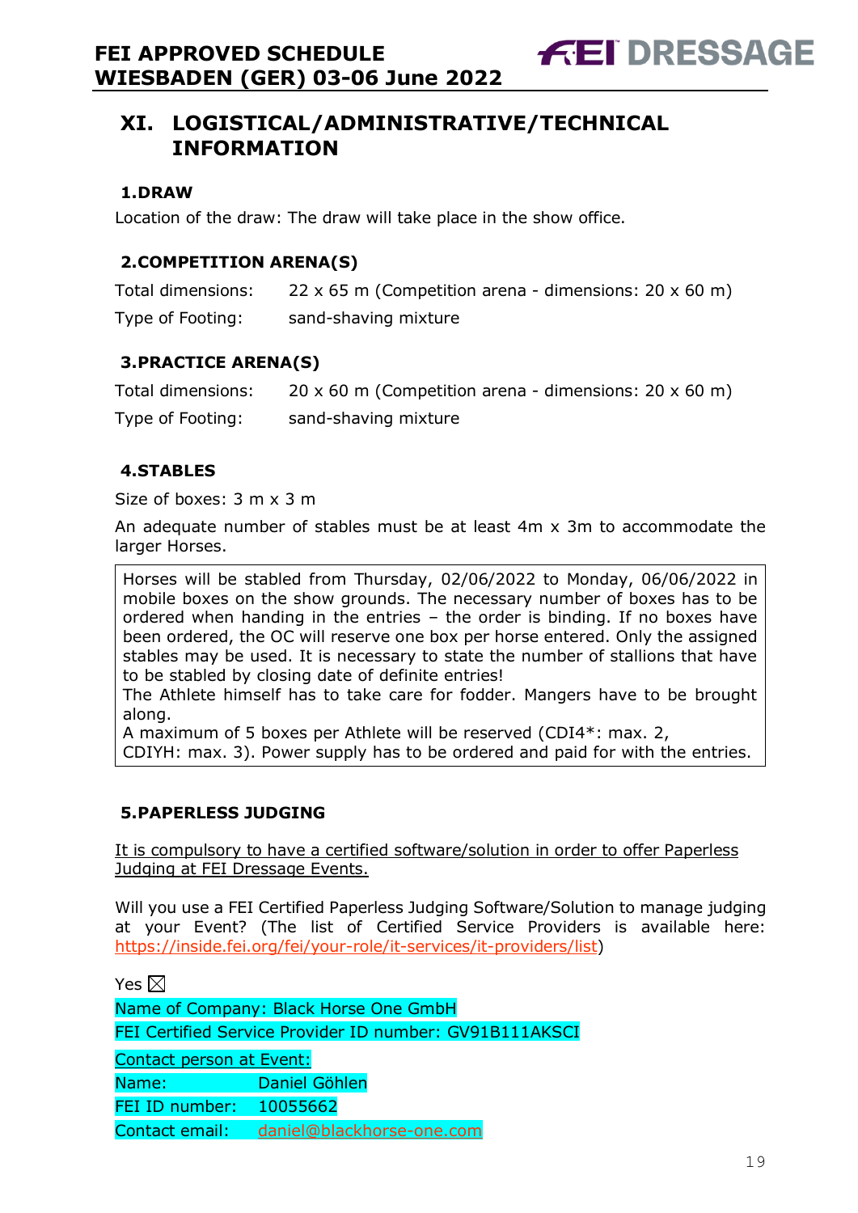## XI. LOGISTICAL/ADMINISTRATIVE/TECHNICAL INFORMATION

### 1.DRAW

Location of the draw: The draw will take place in the show office.

### 2.COMPETITION ARENA(S)

Total dimensions: 22 x 65 m (Competition arena - dimensions: 20 x 60 m)

Type of Footing: sand-shaving mixture

### 3.PRACTICE ARENA(S)

Total dimensions: 20 x 60 m (Competition arena - dimensions: 20 x 60 m)

Type of Footing: sand-shaving mixture

### 4.STABLES

Size of boxes: 3 m x 3 m

An adequate number of stables must be at least 4m x 3m to accommodate the larger Horses.

Horses will be stabled from Thursday, 02/06/2022 to Monday, 06/06/2022 in mobile boxes on the show grounds. The necessary number of boxes has to be ordered when handing in the entries – the order is binding. If no boxes have been ordered, the OC will reserve one box per horse entered. Only the assigned stables may be used. It is necessary to state the number of stallions that have to be stabled by closing date of definite entries!
The Athlete himself has to take care for fodder. Mangers have to be brought along.
A maximum of 5 boxes per Athlete will be reserved (CDI4*: max. 2, CDIYH: max. 3). Power supply has to be ordered and paid for with the entries.

### 5.PAPERLESS JUDGING

It is compulsory to have a certified software/solution in order to offer Paperless Judging at FEI Dressage Events.

Will you use a FEI Certified Paperless Judging Software/Solution to manage judging at your Event? (The list of Certified Service Providers is available here: https://inside.fei.org/fei/your-role/it-services/it-providers/list)

Yes ☒

Name of Company: Black Horse One GmbH

FEI Certified Service Provider ID number: GV91B111AKSCI

Contact person at Event:

Name: Daniel Göhlen

FEI ID number: 10055662

Contact email: daniel@blackhorse-one.com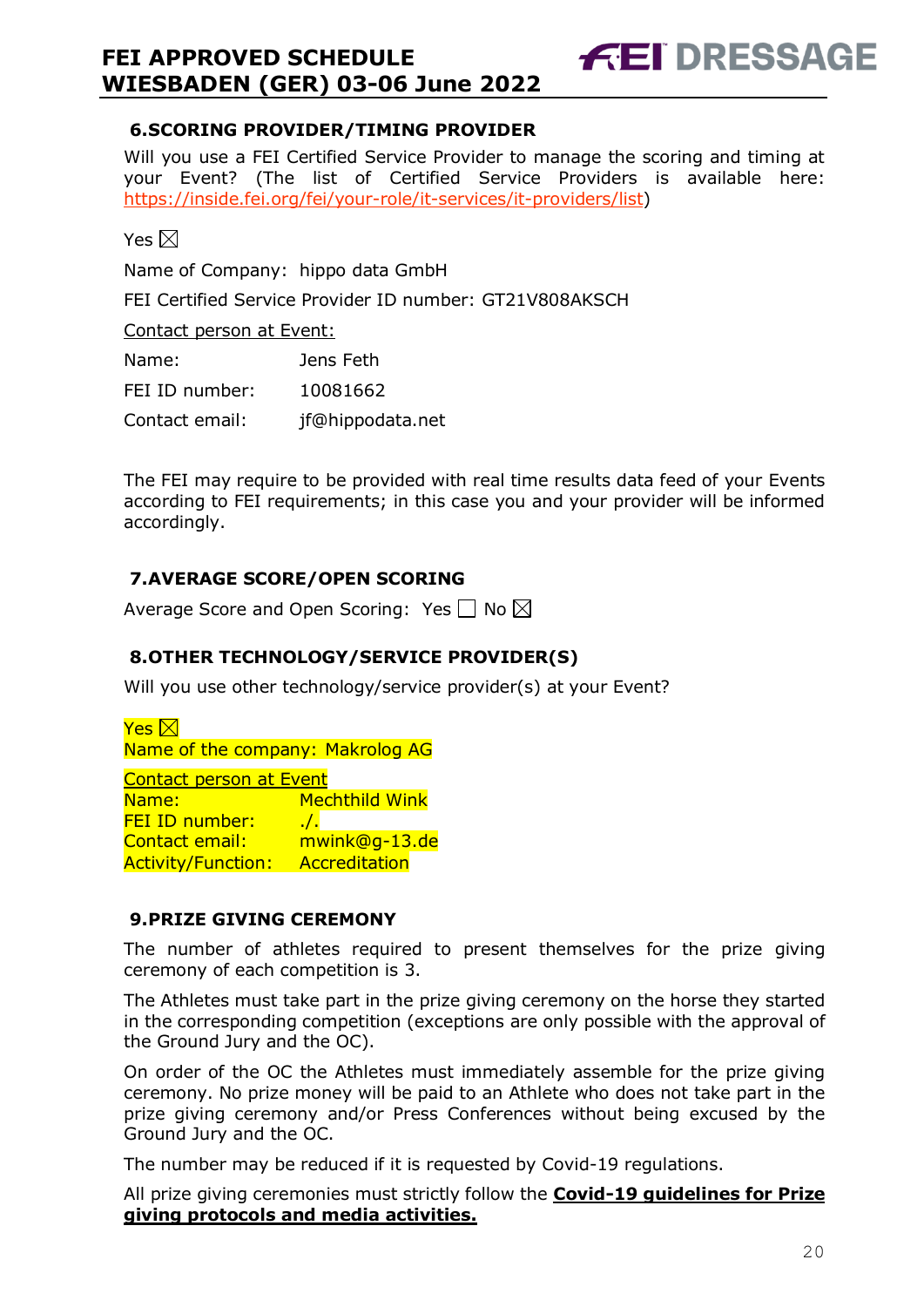## 6. SCORING PROVIDER/TIMING PROVIDER

Will you use a FEI Certified Service Provider to manage the scoring and timing at your Event? (The list of Certified Service Providers is available here: https://inside.fei.org/fei/your-role/it-services/it-providers/list)

Yes ☒

Name of Company: hippo data GmbH

FEI Certified Service Provider ID number: GT21V808AKSCH

Contact person at Event:

Name: Jens Feth

FEI ID number: 10081662

Contact email: jf@hippodata.net

The FEI may require to be provided with real time results data feed of your Events according to FEI requirements; in this case you and your provider will be informed accordingly.

## 7. AVERAGE SCORE/OPEN SCORING

Average Score and Open Scoring: Yes ☐ No ☒

## 8. OTHER TECHNOLOGY/SERVICE PROVIDER(S)

Will you use other technology/service provider(s) at your Event?

Yes ☒

Name of the company: Makrolog AG

Contact person at Event

Name: Mechthild Wink

FEI ID number: ./.

Contact email: mwink@g-13.de

Activity/Function: Accreditation

## 9. PRIZE GIVING CEREMONY

The number of athletes required to present themselves for the prize giving ceremony of each competition is 3.

The Athletes must take part in the prize giving ceremony on the horse they started in the corresponding competition (exceptions are only possible with the approval of the Ground Jury and the OC).

On order of the OC the Athletes must immediately assemble for the prize giving ceremony. No prize money will be paid to an Athlete who does not take part in the prize giving ceremony and/or Press Conferences without being excused by the Ground Jury and the OC.

The number may be reduced if it is requested by Covid-19 regulations.

All prize giving ceremonies must strictly follow the **Covid-19 guidelines for Prize giving protocols and media activities.**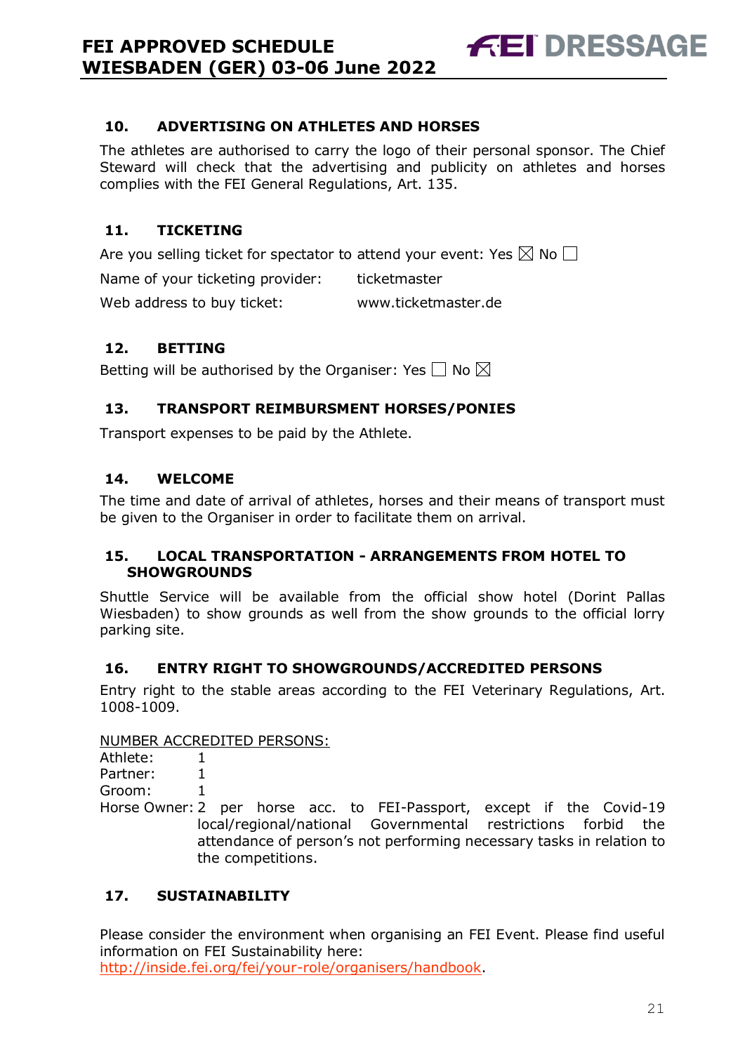## 10. ADVERTISING ON ATHLETES AND HORSES

The athletes are authorised to carry the logo of their personal sponsor. The Chief Steward will check that the advertising and publicity on athletes and horses complies with the FEI General Regulations, Art. 135.

## 11. TICKETING

Are you selling ticket for spectator to attend your event: Yes ☒ No ☐

Name of your ticketing provider: ticketmaster

Web address to buy ticket: www.ticketmaster.de

## 12. BETTING

Betting will be authorised by the Organiser: Yes ☐ No ☒

## 13. TRANSPORT REIMBURSMENT HORSES/PONIES

Transport expenses to be paid by the Athlete.

## 14. WELCOME

The time and date of arrival of athletes, horses and their means of transport must be given to the Organiser in order to facilitate them on arrival.

## 15. LOCAL TRANSPORTATION - ARRANGEMENTS FROM HOTEL TO SHOWGROUNDS

Shuttle Service will be available from the official show hotel (Dorint Pallas Wiesbaden) to show grounds as well from the show grounds to the official lorry parking site.

## 16. ENTRY RIGHT TO SHOWGROUNDS/ACCREDITED PERSONS

Entry right to the stable areas according to the FEI Veterinary Regulations, Art. 1008-1009.

NUMBER ACCREDITED PERSONS:

Athlete: 1
Partner: 1
Groom: 1
Horse Owner: 2 per horse acc. to FEI-Passport, except if the Covid-19 local/regional/national Governmental restrictions forbid the attendance of person's not performing necessary tasks in relation to the competitions.

## 17. SUSTAINABILITY

Please consider the environment when organising an FEI Event. Please find useful information on FEI Sustainability here:
http://inside.fei.org/fei/your-role/organisers/handbook.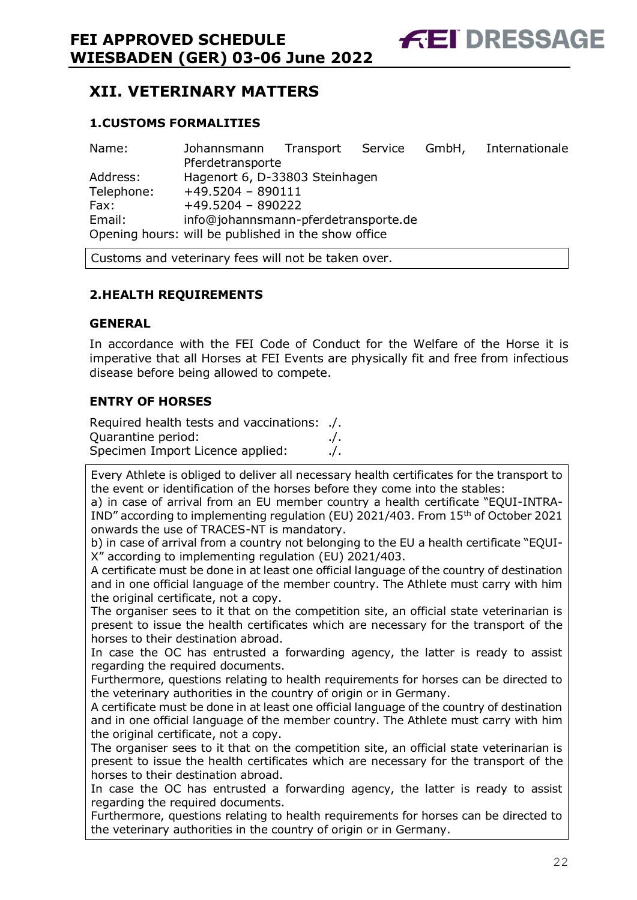## XII. VETERINARY MATTERS

### 1. CUSTOMS FORMALITIES

| | |
|---|---|
| Name: | Johannsmann Transport Service GmbH, Internationale Pferdetransporte |
| Address: | Hagenort 6, D-33803 Steinhagen |
| Telephone: | +49.5204 – 890111 |
| Fax: | +49.5204 – 890222 |
| Email: | info@johannsmann-pferdetransporte.de |

Opening hours: will be published in the show office

Customs and veterinary fees will not be taken over.

### 2. HEALTH REQUIREMENTS

#### GENERAL

In accordance with the FEI Code of Conduct for the Welfare of the Horse it is imperative that all Horses at FEI Events are physically fit and free from infectious disease before being allowed to compete.

#### ENTRY OF HORSES

Required health tests and vaccinations: ./.
Quarantine period: ./.
Specimen Import Licence applied: ./.

Every Athlete is obliged to deliver all necessary health certificates for the transport to the event or identification of the horses before they come into the stables:
a) in case of arrival from an EU member country a health certificate "EQUI-INTRA-IND" according to implementing regulation (EU) 2021/403. From 15th of October 2021 onwards the use of TRACES-NT is mandatory.
b) in case of arrival from a country not belonging to the EU a health certificate "EQUI-X" according to implementing regulation (EU) 2021/403.
A certificate must be done in at least one official language of the country of destination and in one official language of the member country. The Athlete must carry with him the original certificate, not a copy.
The organiser sees to it that on the competition site, an official state veterinarian is present to issue the health certificates which are necessary for the transport of the horses to their destination abroad.
In case the OC has entrusted a forwarding agency, the latter is ready to assist regarding the required documents.
Furthermore, questions relating to health requirements for horses can be directed to the veterinary authorities in the country of origin or in Germany.
A certificate must be done in at least one official language of the country of destination and in one official language of the member country. The Athlete must carry with him the original certificate, not a copy.
The organiser sees to it that on the competition site, an official state veterinarian is present to issue the health certificates which are necessary for the transport of the horses to their destination abroad.
In case the OC has entrusted a forwarding agency, the latter is ready to assist regarding the required documents.
Furthermore, questions relating to health requirements for horses can be directed to the veterinary authorities in the country of origin or in Germany.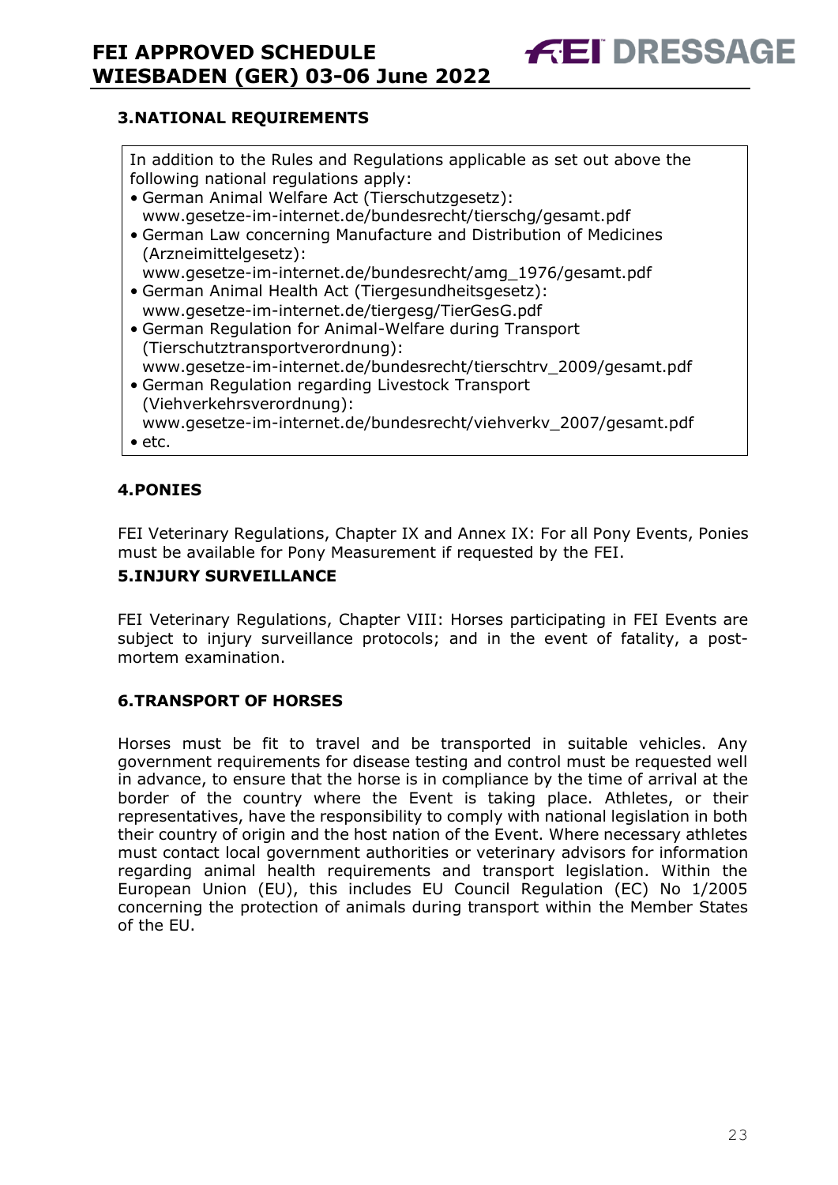## 3.NATIONAL REQUIREMENTS

In addition to the Rules and Regulations applicable as set out above the following national regulations apply:

- German Animal Welfare Act (Tierschutzgesetz): www.gesetze-im-internet.de/bundesrecht/tierschg/gesamt.pdf
- German Law concerning Manufacture and Distribution of Medicines (Arzneimittelgesetz): www.gesetze-im-internet.de/bundesrecht/amg_1976/gesamt.pdf
- German Animal Health Act (Tiergesundheitsgesetz): www.gesetze-im-internet.de/tiergesg/TierGesG.pdf
- German Regulation for Animal-Welfare during Transport (Tierschutztransportverordnung): www.gesetze-im-internet.de/bundesrecht/tierschtrv_2009/gesamt.pdf
- German Regulation regarding Livestock Transport (Viehverkehrsverordnung): www.gesetze-im-internet.de/bundesrecht/viehverkv_2007/gesamt.pdf
- etc.

## 4.PONIES

FEI Veterinary Regulations, Chapter IX and Annex IX: For all Pony Events, Ponies must be available for Pony Measurement if requested by the FEI.

## 5.INJURY SURVEILLANCE

FEI Veterinary Regulations, Chapter VIII: Horses participating in FEI Events are subject to injury surveillance protocols; and in the event of fatality, a post-mortem examination.

## 6.TRANSPORT OF HORSES

Horses must be fit to travel and be transported in suitable vehicles. Any government requirements for disease testing and control must be requested well in advance, to ensure that the horse is in compliance by the time of arrival at the border of the country where the Event is taking place. Athletes, or their representatives, have the responsibility to comply with national legislation in both their country of origin and the host nation of the Event. Where necessary athletes must contact local government authorities or veterinary advisors for information regarding animal health requirements and transport legislation. Within the European Union (EU), this includes EU Council Regulation (EC) No 1/2005 concerning the protection of animals during transport within the Member States of the EU.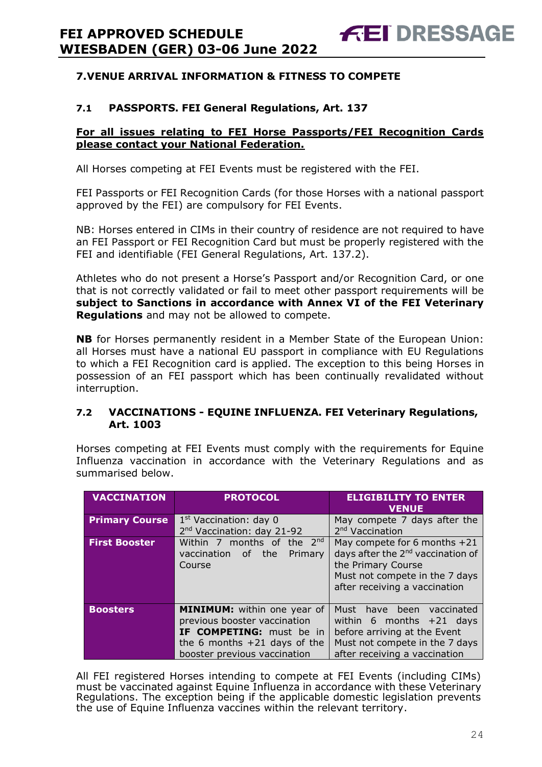## 7. VENUE ARRIVAL INFORMATION & FITNESS TO COMPETE

### 7.1 PASSPORTS. FEI General Regulations, Art. 137

**For all issues relating to FEI Horse Passports/FEI Recognition Cards please contact your National Federation.**

All Horses competing at FEI Events must be registered with the FEI.

FEI Passports or FEI Recognition Cards (for those Horses with a national passport approved by the FEI) are compulsory for FEI Events.

NB: Horses entered in CIMs in their country of residence are not required to have an FEI Passport or FEI Recognition Card but must be properly registered with the FEI and identifiable (FEI General Regulations, Art. 137.2).

Athletes who do not present a Horse's Passport and/or Recognition Card, or one that is not correctly validated or fail to meet other passport requirements will be **subject to Sanctions in accordance with Annex VI of the FEI Veterinary Regulations** and may not be allowed to compete.

**NB** for Horses permanently resident in a Member State of the European Union: all Horses must have a national EU passport in compliance with EU Regulations to which a FEI Recognition card is applied. The exception to this being Horses in possession of an FEI passport which has been continually revalidated without interruption.

### 7.2 VACCINATIONS - EQUINE INFLUENZA. FEI Veterinary Regulations, Art. 1003

Horses competing at FEI Events must comply with the requirements for Equine Influenza vaccination in accordance with the Veterinary Regulations and as summarised below.

| VACCINATION | PROTOCOL | ELIGIBILITY TO ENTER VENUE |
|---|---|---|
| **Primary Course** | 1st Vaccination: day 0<br>2nd Vaccination: day 21-92 | May compete 7 days after the 2nd Vaccination |
| **First Booster** | Within 7 months of the 2nd vaccination of the Primary Course | May compete for 6 months +21 days after the 2nd vaccination of the Primary Course<br>Must not compete in the 7 days after receiving a vaccination |
| **Boosters** | **MINIMUM:** within one year of previous booster vaccination<br>**IF COMPETING:** must be in the 6 months +21 days of the booster previous vaccination | Must have been vaccinated within 6 months +21 days before arriving at the Event<br>Must not compete in the 7 days after receiving a vaccination |

All FEI registered Horses intending to compete at FEI Events (including CIMs) must be vaccinated against Equine Influenza in accordance with these Veterinary Regulations. The exception being if the applicable domestic legislation prevents the use of Equine Influenza vaccines within the relevant territory.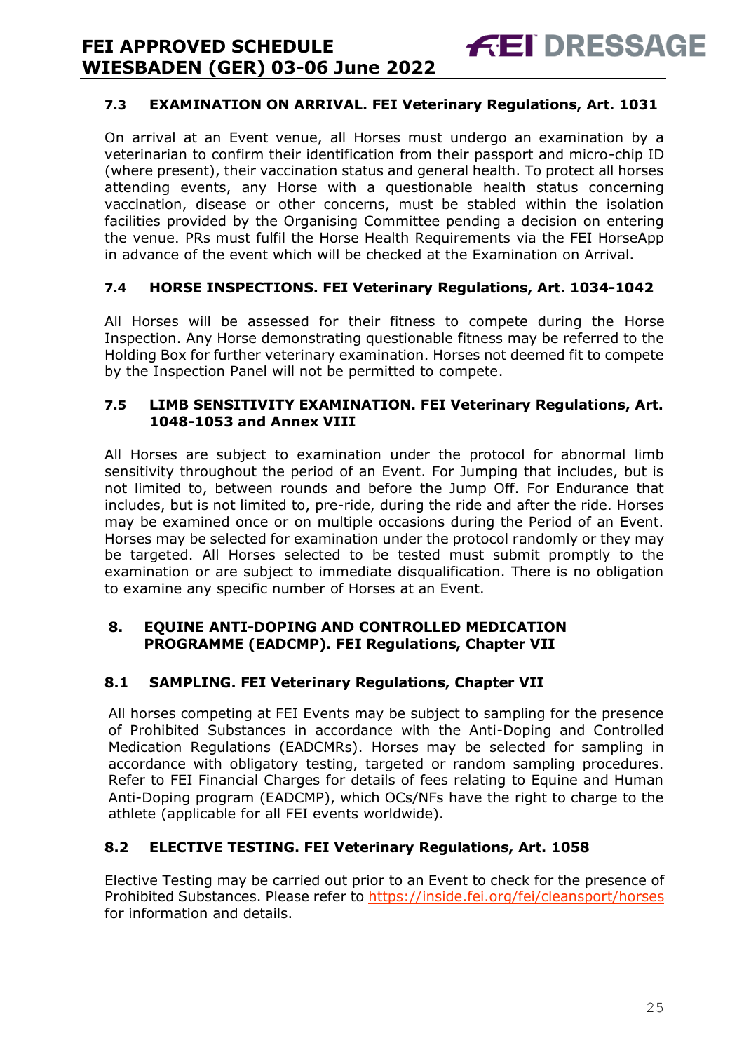### 7.3 EXAMINATION ON ARRIVAL. FEI Veterinary Regulations, Art. 1031

On arrival at an Event venue, all Horses must undergo an examination by a veterinarian to confirm their identification from their passport and micro-chip ID (where present), their vaccination status and general health. To protect all horses attending events, any Horse with a questionable health status concerning vaccination, disease or other concerns, must be stabled within the isolation facilities provided by the Organising Committee pending a decision on entering the venue. PRs must fulfil the Horse Health Requirements via the FEI HorseApp in advance of the event which will be checked at the Examination on Arrival.

### 7.4 HORSE INSPECTIONS. FEI Veterinary Regulations, Art. 1034-1042

All Horses will be assessed for their fitness to compete during the Horse Inspection. Any Horse demonstrating questionable fitness may be referred to the Holding Box for further veterinary examination. Horses not deemed fit to compete by the Inspection Panel will not be permitted to compete.

### 7.5 LIMB SENSITIVITY EXAMINATION. FEI Veterinary Regulations, Art. 1048-1053 and Annex VIII

All Horses are subject to examination under the protocol for abnormal limb sensitivity throughout the period of an Event. For Jumping that includes, but is not limited to, between rounds and before the Jump Off. For Endurance that includes, but is not limited to, pre-ride, during the ride and after the ride. Horses may be examined once or on multiple occasions during the Period of an Event. Horses may be selected for examination under the protocol randomly or they may be targeted. All Horses selected to be tested must submit promptly to the examination or are subject to immediate disqualification. There is no obligation to examine any specific number of Horses at an Event.

## 8. EQUINE ANTI-DOPING AND CONTROLLED MEDICATION PROGRAMME (EADCMP). FEI Regulations, Chapter VII

### 8.1 SAMPLING. FEI Veterinary Regulations, Chapter VII

All horses competing at FEI Events may be subject to sampling for the presence of Prohibited Substances in accordance with the Anti-Doping and Controlled Medication Regulations (EADCMRs). Horses may be selected for sampling in accordance with obligatory testing, targeted or random sampling procedures. Refer to FEI Financial Charges for details of fees relating to Equine and Human Anti-Doping program (EADCMP), which OCs/NFs have the right to charge to the athlete (applicable for all FEI events worldwide).

### 8.2 ELECTIVE TESTING. FEI Veterinary Regulations, Art. 1058

Elective Testing may be carried out prior to an Event to check for the presence of Prohibited Substances. Please refer to https://inside.fei.org/fei/cleansport/horses for information and details.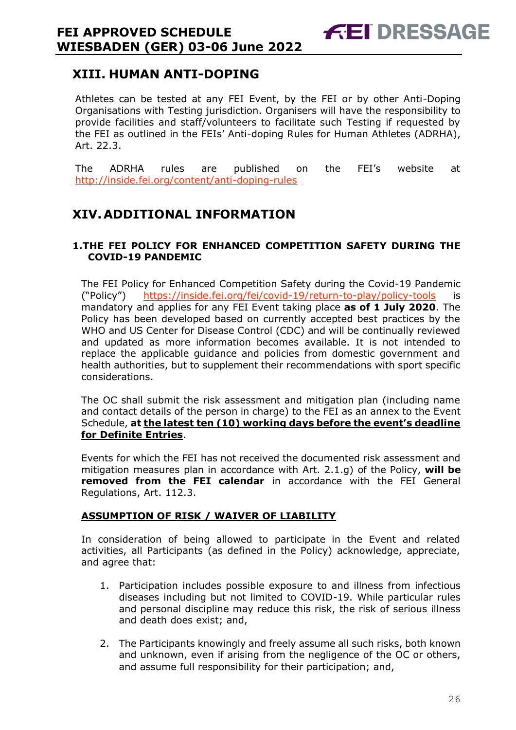## XIII. HUMAN ANTI-DOPING

Athletes can be tested at any FEI Event, by the FEI or by other Anti-Doping Organisations with Testing jurisdiction. Organisers will have the responsibility to provide facilities and staff/volunteers to facilitate such Testing if requested by the FEI as outlined in the FEIs' Anti-doping Rules for Human Athletes (ADRHA), Art. 22.3.

The ADRHA rules are published on the FEI's website at http://inside.fei.org/content/anti-doping-rules

## XIV. ADDITIONAL INFORMATION

### 1. THE FEI POLICY FOR ENHANCED COMPETITION SAFETY DURING THE COVID-19 PANDEMIC

The FEI Policy for Enhanced Competition Safety during the Covid-19 Pandemic ("Policy") https://inside.fei.org/fei/covid-19/return-to-play/policy-tools is mandatory and applies for any FEI Event taking place **as of 1 July 2020**. The Policy has been developed based on currently accepted best practices by the WHO and US Center for Disease Control (CDC) and will be continually reviewed and updated as more information becomes available. It is not intended to replace the applicable guidance and policies from domestic government and health authorities, but to supplement their recommendations with sport specific considerations.

The OC shall submit the risk assessment and mitigation plan (including name and contact details of the person in charge) to the FEI as an annex to the Event Schedule, **at <u>the latest ten (10) working days before the event's deadline for Definite Entries</u>**.

Events for which the FEI has not received the documented risk assessment and mitigation measures plan in accordance with Art. 2.1.g) of the Policy, **will be removed from the FEI calendar** in accordance with the FEI General Regulations, Art. 112.3.

**<u>ASSUMPTION OF RISK / WAIVER OF LIABILITY</u>**

In consideration of being allowed to participate in the Event and related activities, all Participants (as defined in the Policy) acknowledge, appreciate, and agree that:

1. Participation includes possible exposure to and illness from infectious diseases including but not limited to COVID-19. While particular rules and personal discipline may reduce this risk, the risk of serious illness and death does exist; and,

2. The Participants knowingly and freely assume all such risks, both known and unknown, even if arising from the negligence of the OC or others, and assume full responsibility for their participation; and,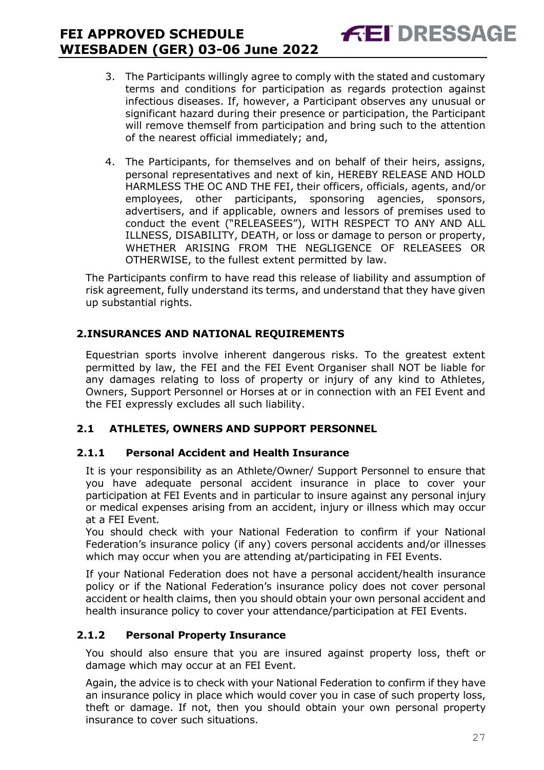3. The Participants willingly agree to comply with the stated and customary terms and conditions for participation as regards protection against infectious diseases. If, however, a Participant observes any unusual or significant hazard during their presence or participation, the Participant will remove themself from participation and bring such to the attention of the nearest official immediately; and,

4. The Participants, for themselves and on behalf of their heirs, assigns, personal representatives and next of kin, HEREBY RELEASE AND HOLD HARMLESS THE OC AND THE FEI, their officers, officials, agents, and/or employees, other participants, sponsoring agencies, sponsors, advertisers, and if applicable, owners and lessors of premises used to conduct the event ("RELEASEES"), WITH RESPECT TO ANY AND ALL ILLNESS, DISABILITY, DEATH, or loss or damage to person or property, WHETHER ARISING FROM THE NEGLIGENCE OF RELEASEES OR OTHERWISE, to the fullest extent permitted by law.

The Participants confirm to have read this release of liability and assumption of risk agreement, fully understand its terms, and understand that they have given up substantial rights.

## 2. INSURANCES AND NATIONAL REQUIREMENTS

Equestrian sports involve inherent dangerous risks. To the greatest extent permitted by law, the FEI and the FEI Event Organiser shall NOT be liable for any damages relating to loss of property or injury of any kind to Athletes, Owners, Support Personnel or Horses at or in connection with an FEI Event and the FEI expressly excludes all such liability.

### 2.1 ATHLETES, OWNERS AND SUPPORT PERSONNEL

#### 2.1.1 Personal Accident and Health Insurance

It is your responsibility as an Athlete/Owner/ Support Personnel to ensure that you have adequate personal accident insurance in place to cover your participation at FEI Events and in particular to insure against any personal injury or medical expenses arising from an accident, injury or illness which may occur at a FEI Event.

You should check with your National Federation to confirm if your National Federation's insurance policy (if any) covers personal accidents and/or illnesses which may occur when you are attending at/participating in FEI Events.

If your National Federation does not have a personal accident/health insurance policy or if the National Federation's insurance policy does not cover personal accident or health claims, then you should obtain your own personal accident and health insurance policy to cover your attendance/participation at FEI Events.

#### 2.1.2 Personal Property Insurance

You should also ensure that you are insured against property loss, theft or damage which may occur at an FEI Event.

Again, the advice is to check with your National Federation to confirm if they have an insurance policy in place which would cover you in case of such property loss, theft or damage. If not, then you should obtain your own personal property insurance to cover such situations.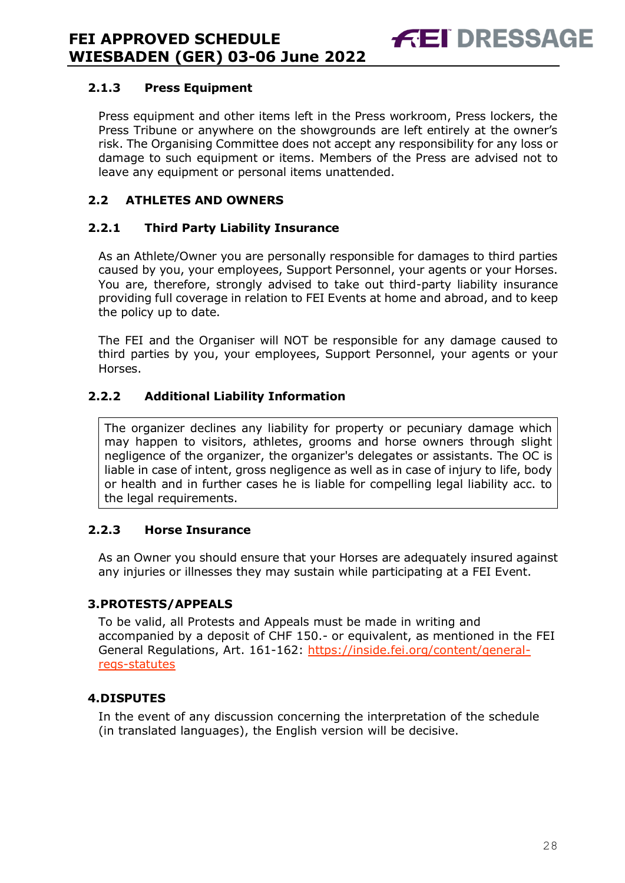### 2.1.3 Press Equipment

Press equipment and other items left in the Press workroom, Press lockers, the Press Tribune or anywhere on the showgrounds are left entirely at the owner's risk. The Organising Committee does not accept any responsibility for any loss or damage to such equipment or items. Members of the Press are advised not to leave any equipment or personal items unattended.

## 2.2 ATHLETES AND OWNERS

### 2.2.1 Third Party Liability Insurance

As an Athlete/Owner you are personally responsible for damages to third parties caused by you, your employees, Support Personnel, your agents or your Horses. You are, therefore, strongly advised to take out third-party liability insurance providing full coverage in relation to FEI Events at home and abroad, and to keep the policy up to date.

The FEI and the Organiser will NOT be responsible for any damage caused to third parties by you, your employees, Support Personnel, your agents or your Horses.

### 2.2.2 Additional Liability Information

The organizer declines any liability for property or pecuniary damage which may happen to visitors, athletes, grooms and horse owners through slight negligence of the organizer, the organizer's delegates or assistants. The OC is liable in case of intent, gross negligence as well as in case of injury to life, body or health and in further cases he is liable for compelling legal liability acc. to the legal requirements.

### 2.2.3 Horse Insurance

As an Owner you should ensure that your Horses are adequately insured against any injuries or illnesses they may sustain while participating at a FEI Event.

## 3. PROTESTS/APPEALS

To be valid, all Protests and Appeals must be made in writing and accompanied by a deposit of CHF 150.- or equivalent, as mentioned in the FEI General Regulations, Art. 161-162: [https://inside.fei.org/content/general-regs-statutes](https://inside.fei.org/content/general-regs-statutes)

## 4. DISPUTES

In the event of any discussion concerning the interpretation of the schedule (in translated languages), the English version will be decisive.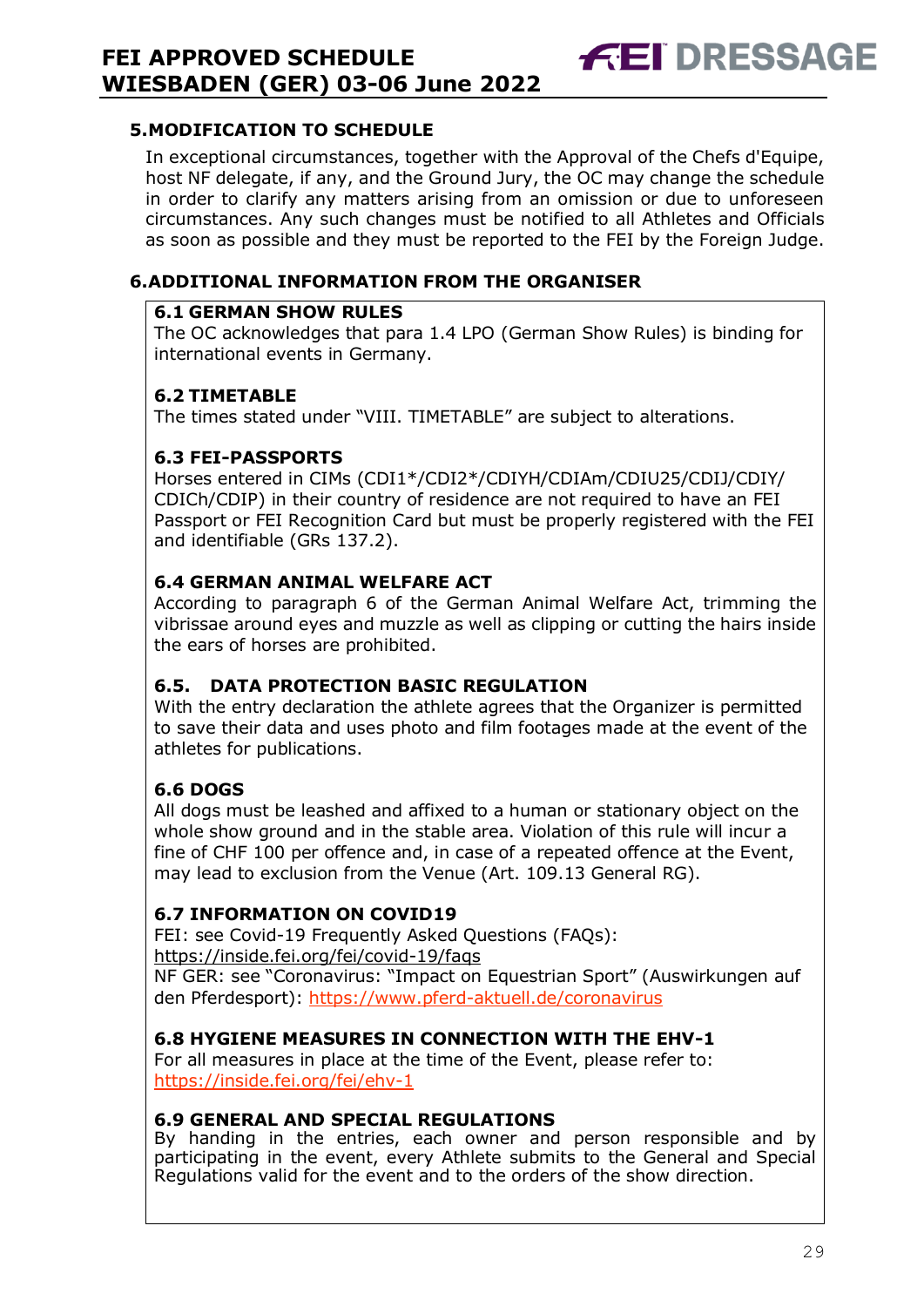## 5. MODIFICATION TO SCHEDULE

In exceptional circumstances, together with the Approval of the Chefs d'Equipe, host NF delegate, if any, and the Ground Jury, the OC may change the schedule in order to clarify any matters arising from an omission or due to unforeseen circumstances. Any such changes must be notified to all Athletes and Officials as soon as possible and they must be reported to the FEI by the Foreign Judge.

## 6. ADDITIONAL INFORMATION FROM THE ORGANISER

### 6.1 GERMAN SHOW RULES

The OC acknowledges that para 1.4 LPO (German Show Rules) is binding for international events in Germany.

### 6.2 TIMETABLE

The times stated under "VIII. TIMETABLE" are subject to alterations.

### 6.3 FEI-PASSPORTS

Horses entered in CIMs (CDI1*/CDI2*/CDIYH/CDIAm/CDIU25/CDIJ/CDIY/CDICh/CDIP) in their country of residence are not required to have an FEI Passport or FEI Recognition Card but must be properly registered with the FEI and identifiable (GRs 137.2).

### 6.4 GERMAN ANIMAL WELFARE ACT

According to paragraph 6 of the German Animal Welfare Act, trimming the vibrissae around eyes and muzzle as well as clipping or cutting the hairs inside the ears of horses are prohibited.

### 6.5. DATA PROTECTION BASIC REGULATION

With the entry declaration the athlete agrees that the Organizer is permitted to save their data and uses photo and film footages made at the event of the athletes for publications.

### 6.6 DOGS

All dogs must be leashed and affixed to a human or stationary object on the whole show ground and in the stable area. Violation of this rule will incur a fine of CHF 100 per offence and, in case of a repeated offence at the Event, may lead to exclusion from the Venue (Art. 109.13 General RG).

### 6.7 INFORMATION ON COVID19

FEI: see Covid-19 Frequently Asked Questions (FAQs):
https://inside.fei.org/fei/covid-19/faqs
NF GER: see "Coronavirus: "Impact on Equestrian Sport" (Auswirkungen auf den Pferdesport): https://www.pferd-aktuell.de/coronavirus

### 6.8 HYGIENE MEASURES IN CONNECTION WITH THE EHV-1

For all measures in place at the time of the Event, please refer to:
https://inside.fei.org/fei/ehv-1

### 6.9 GENERAL AND SPECIAL REGULATIONS

By handing in the entries, each owner and person responsible and by participating in the event, every Athlete submits to the General and Special Regulations valid for the event and to the orders of the show direction.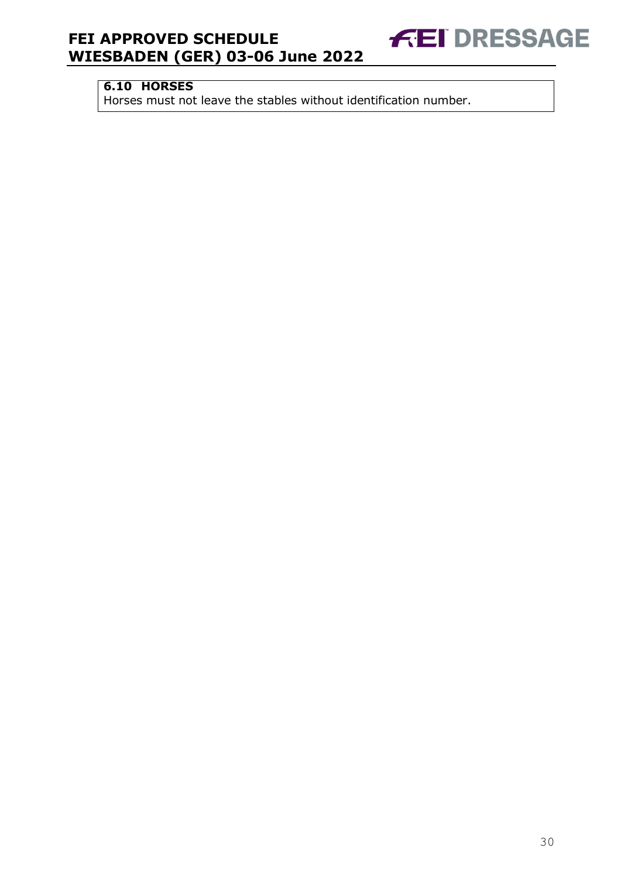**6.10 HORSES**

Horses must not leave the stables without identification number.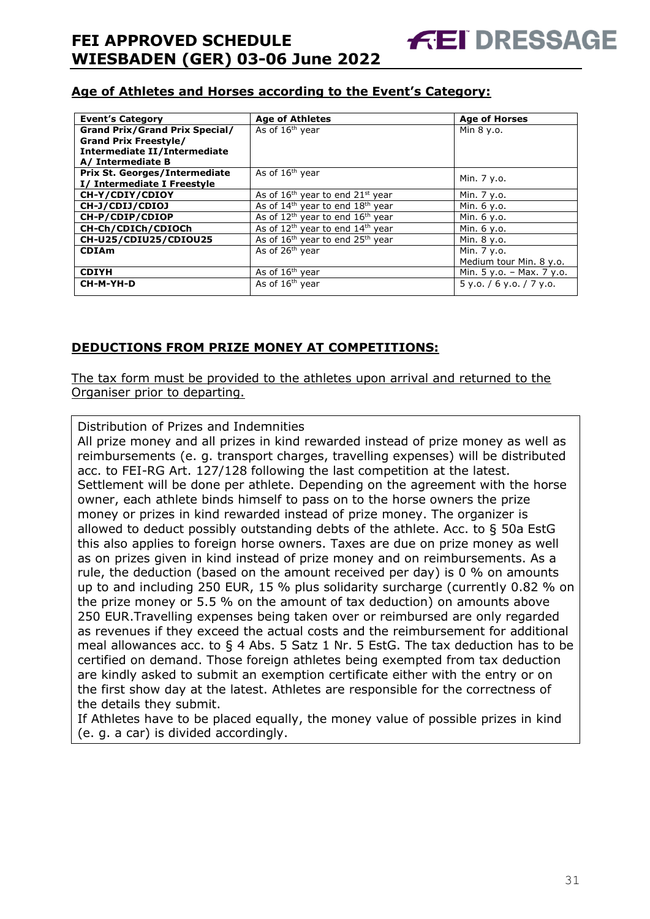## Age of Athletes and Horses according to the Event's Category:

| Event's Category | Age of Athletes | Age of Horses |
|---|---|---|
| **Grand Prix/Grand Prix Special/ Grand Prix Freestyle/ Intermediate II/Intermediate A/ Intermediate B** | As of 16th year | Min 8 y.o. |
| **Prix St. Georges/Intermediate I/ Intermediate I Freestyle** | As of 16th year | Min. 7 y.o. |
| **CH-Y/CDIY/CDIOY** | As of 16th year to end 21st year | Min. 7 y.o. |
| **CH-J/CDIJ/CDIOJ** | As of 14th year to end 18th year | Min. 6 y.o. |
| **CH-P/CDIP/CDIOP** | As of 12th year to end 16th year | Min. 6 y.o. |
| **CH-Ch/CDICh/CDIOCh** | As of 12th year to end 14th year | Min. 6 y.o. |
| **CH-U25/CDIU25/CDIOU25** | As of 16th year to end 25th year | Min. 8 y.o. |
| **CDIAm** | As of 26th year | Min. 7 y.o. Medium tour Min. 8 y.o. |
| **CDIYH** | As of 16th year | Min. 5 y.o. – Max. 7 y.o. |
| **CH-M-YH-D** | As of 16th year | 5 y.o. / 6 y.o. / 7 y.o. |

## DEDUCTIONS FROM PRIZE MONEY AT COMPETITIONS:

The tax form must be provided to the athletes upon arrival and returned to the Organiser prior to departing.

Distribution of Prizes and Indemnities

All prize money and all prizes in kind rewarded instead of prize money as well as reimbursements (e. g. transport charges, travelling expenses) will be distributed acc. to FEI-RG Art. 127/128 following the last competition at the latest. Settlement will be done per athlete. Depending on the agreement with the horse owner, each athlete binds himself to pass on to the horse owners the prize money or prizes in kind rewarded instead of prize money. The organizer is allowed to deduct possibly outstanding debts of the athlete. Acc. to § 50a EstG this also applies to foreign horse owners. Taxes are due on prize money as well as on prizes given in kind instead of prize money and on reimbursements. As a rule, the deduction (based on the amount received per day) is 0 % on amounts up to and including 250 EUR, 15 % plus solidarity surcharge (currently 0.82 % on the prize money or 5.5 % on the amount of tax deduction) on amounts above 250 EUR.Travelling expenses being taken over or reimbursed are only regarded as revenues if they exceed the actual costs and the reimbursement for additional meal allowances acc. to § 4 Abs. 5 Satz 1 Nr. 5 EstG. The tax deduction has to be certified on demand. Those foreign athletes being exempted from tax deduction are kindly asked to submit an exemption certificate either with the entry or on the first show day at the latest. Athletes are responsible for the correctness of the details they submit.

If Athletes have to be placed equally, the money value of possible prizes in kind (e. g. a car) is divided accordingly.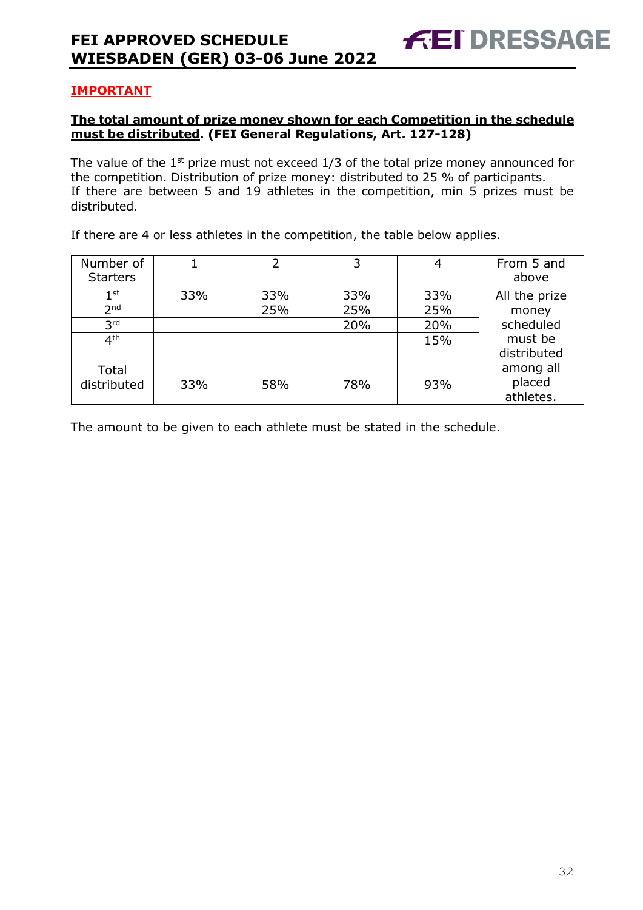## IMPORTANT

**The total amount of prize money shown for each Competition in the schedule must be distributed. (FEI General Regulations, Art. 127-128)**

The value of the 1st prize must not exceed 1/3 of the total prize money announced for the competition. Distribution of prize money: distributed to 25 % of participants.
If there are between 5 and 19 athletes in the competition, min 5 prizes must be distributed.

If there are 4 or less athletes in the competition, the table below applies.

| Number of Starters | 1 | 2 | 3 | 4 | From 5 and above |
|---|---|---|---|---|---|
| 1st | 33% | 33% | 33% | 33% | All the prize money scheduled must be distributed among all placed athletes. |
| 2nd | | 25% | 25% | 25% | |
| 3rd | | | 20% | 20% | |
| 4th | | | | 15% | |
| Total distributed | 33% | 58% | 78% | 93% | |

The amount to be given to each athlete must be stated in the schedule.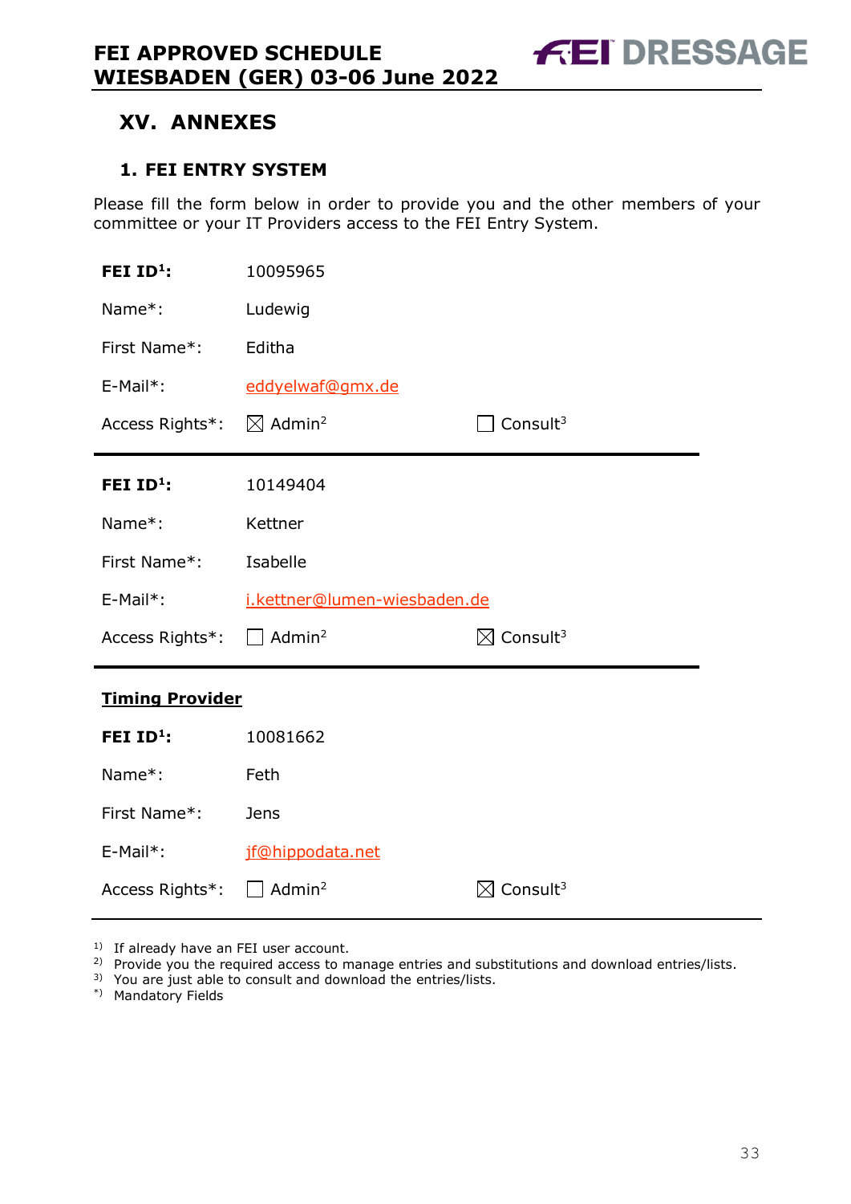## XV. ANNEXES

### 1. FEI ENTRY SYSTEM

Please fill the form below in order to provide you and the other members of your committee or your IT Providers access to the FEI Entry System.

**FEI ID[1]:** 10095965

Name*: Ludewig

First Name*: Editha

E-Mail*: eddyelwaf@gmx.de

Access Rights*: ☒ Admin[2] ☐ Consult[3]

---

**FEI ID[1]:** 10149404

Name*: Kettner

First Name*: Isabelle

E-Mail*: i.kettner@lumen-wiesbaden.de

Access Rights*: ☐ Admin[2] ☒ Consult[3]

---

**Timing Provider**

**FEI ID[1]:** 10081662

Name*: Feth

First Name*: Jens

E-Mail*: jf@hippodata.net

Access Rights*: ☐ Admin[2] ☒ Consult[3]

---

1) If already have an FEI user account.
2) Provide you the required access to manage entries and substitutions and download entries/lists.
3) You are just able to consult and download the entries/lists.
*) Mandatory Fields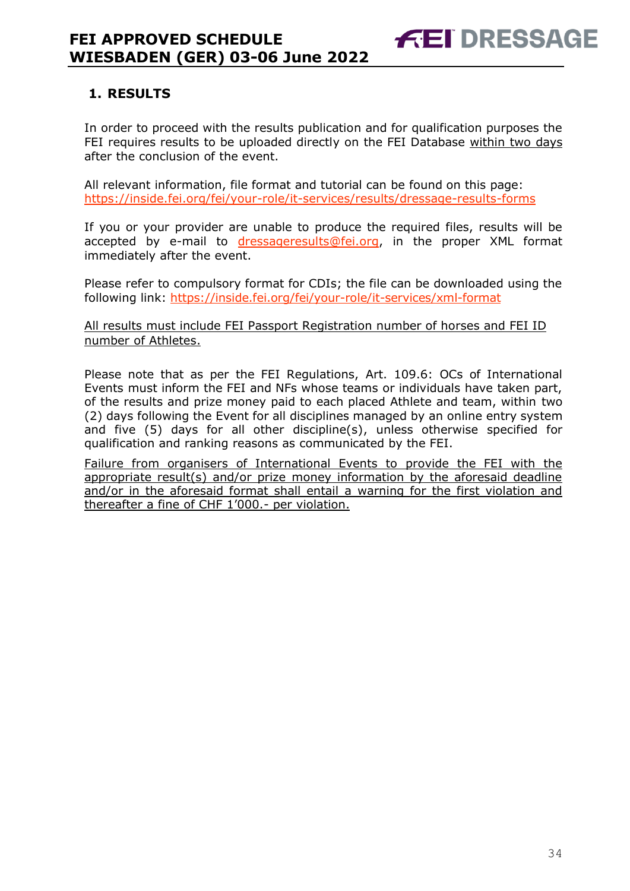## 1. RESULTS

In order to proceed with the results publication and for qualification purposes the FEI requires results to be uploaded directly on the FEI Database within two days after the conclusion of the event.

All relevant information, file format and tutorial can be found on this page: https://inside.fei.org/fei/your-role/it-services/results/dressage-results-forms

If you or your provider are unable to produce the required files, results will be accepted by e-mail to dressageresults@fei.org, in the proper XML format immediately after the event.

Please refer to compulsory format for CDIs; the file can be downloaded using the following link: https://inside.fei.org/fei/your-role/it-services/xml-format

All results must include FEI Passport Registration number of horses and FEI ID number of Athletes.

Please note that as per the FEI Regulations, Art. 109.6: OCs of International Events must inform the FEI and NFs whose teams or individuals have taken part, of the results and prize money paid to each placed Athlete and team, within two (2) days following the Event for all disciplines managed by an online entry system and five (5) days for all other discipline(s), unless otherwise specified for qualification and ranking reasons as communicated by the FEI.

Failure from organisers of International Events to provide the FEI with the appropriate result(s) and/or prize money information by the aforesaid deadline and/or in the aforesaid format shall entail a warning for the first violation and thereafter a fine of CHF 1'000.- per violation.